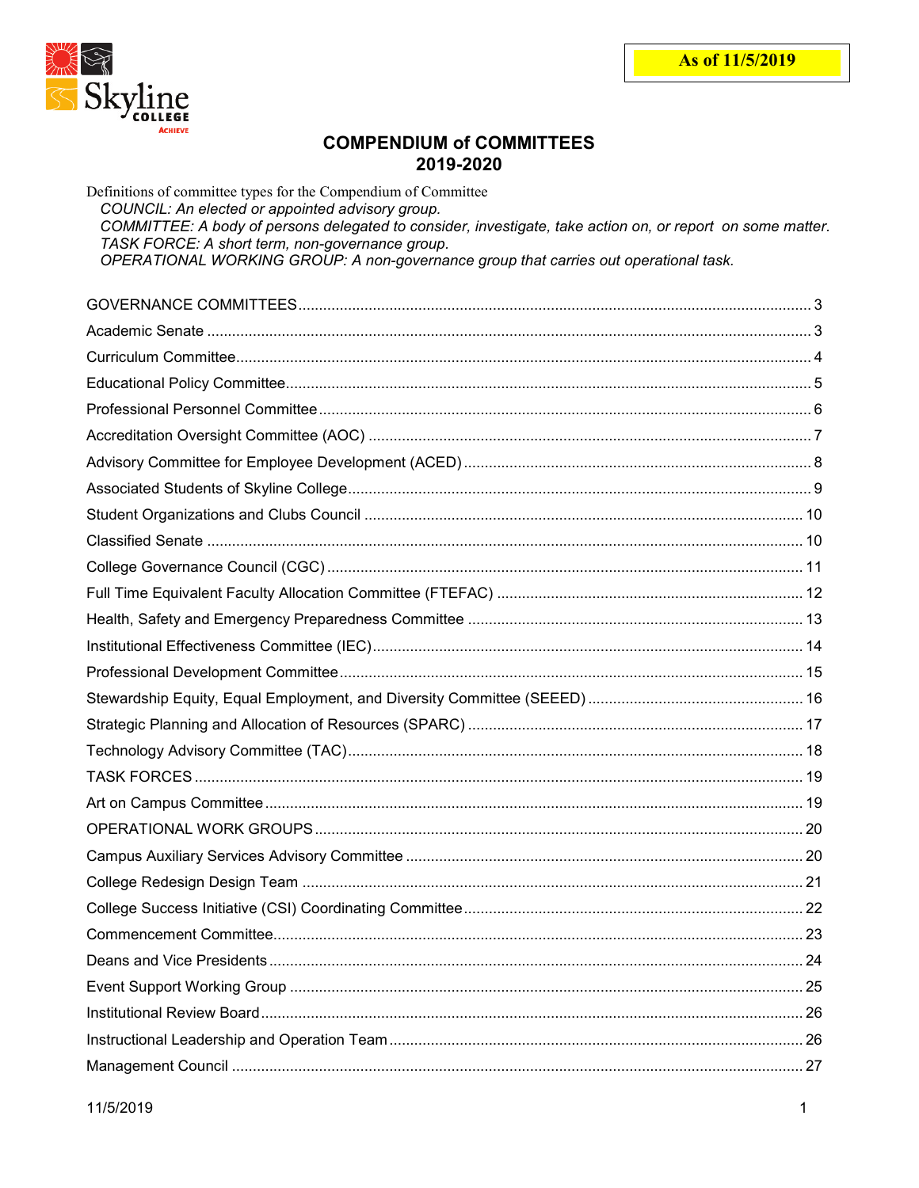As of 11/5/2019

# COMPENDIUM of COMMITTEES
## 2019-2020

Definitions of committee types for the Compendium of Committee

*COUNCIL: An elected or appointed advisory group.*
*COMMITTEE: A body of persons delegated to consider, investigate, take action on, or report on some matter.*
*TASK FORCE: A short term, non-governance group.*
*OPERATIONAL WORKING GROUP: A non-governance group that carries out operational task.*

GOVERNANCE COMMITTEES ........ 3
Academic Senate ........ 3
Curriculum Committee ........ 4
Educational Policy Committee ........ 5
Professional Personnel Committee ........ 6
Accreditation Oversight Committee (AOC) ........ 7
Advisory Committee for Employee Development (ACED) ........ 8
Associated Students of Skyline College ........ 9
Student Organizations and Clubs Council ........ 10
Classified Senate ........ 10
College Governance Council (CGC) ........ 11
Full Time Equivalent Faculty Allocation Committee (FTEFAC) ........ 12
Health, Safety and Emergency Preparedness Committee ........ 13
Institutional Effectiveness Committee (IEC) ........ 14
Professional Development Committee ........ 15
Stewardship Equity, Equal Employment, and Diversity Committee (SEEED) ........ 16
Strategic Planning and Allocation of Resources (SPARC) ........ 17
Technology Advisory Committee (TAC) ........ 18
TASK FORCES ........ 19
Art on Campus Committee ........ 19
OPERATIONAL WORK GROUPS ........ 20
Campus Auxiliary Services Advisory Committee ........ 20
College Redesign Design Team ........ 21
College Success Initiative (CSI) Coordinating Committee ........ 22
Commencement Committee ........ 23
Deans and Vice Presidents ........ 24
Event Support Working Group ........ 25
Institutional Review Board ........ 26
Instructional Leadership and Operation Team ........ 26
Management Council ........ 27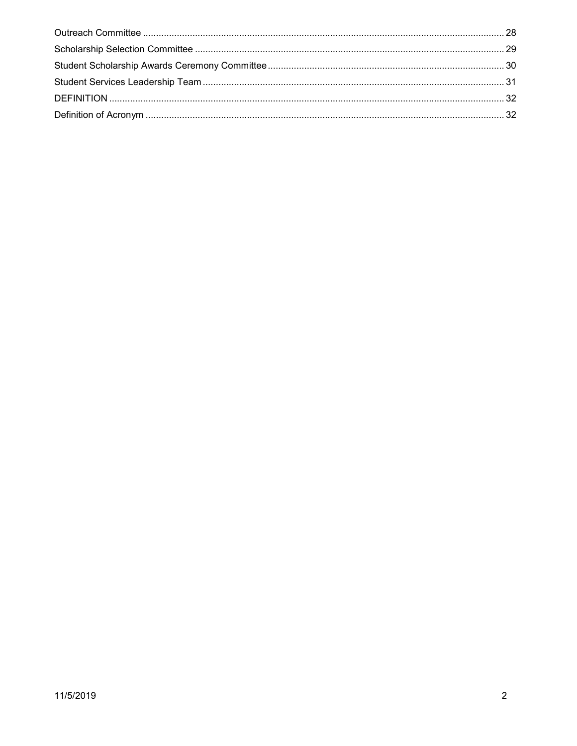Outreach Committee ........................................................................................................................................ 28
Scholarship Selection Committee ..................................................................................................................... 29
Student Scholarship Awards Ceremony Committee ........................................................................................... 30
Student Services Leadership Team ................................................................................................................... 31
DEFINITION ..................................................................................................................................................... 32
Definition of Acronym ........................................................................................................................................ 32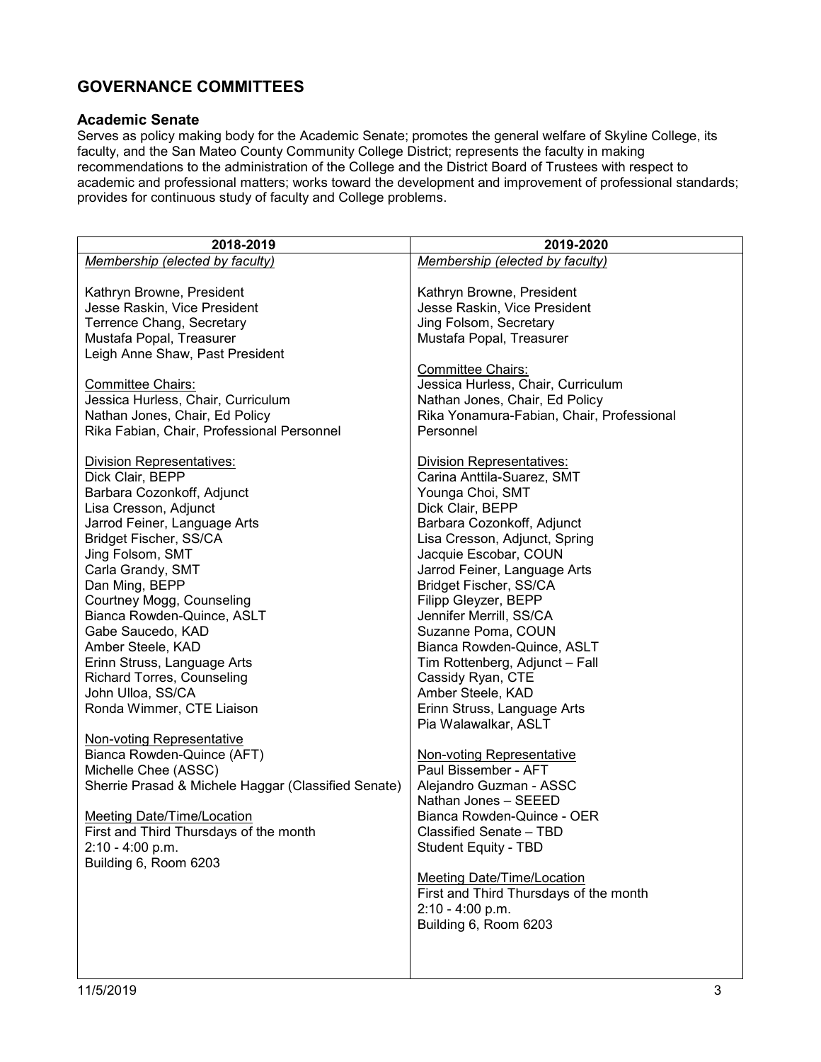## GOVERNANCE COMMITTEES

### Academic Senate

Serves as policy making body for the Academic Senate; promotes the general welfare of Skyline College, its faculty, and the San Mateo County Community College District; represents the faculty in making recommendations to the administration of the College and the District Board of Trustees with respect to academic and professional matters; works toward the development and improvement of professional standards; provides for continuous study of faculty and College problems.

| 2018-2019 | 2019-2020 |
|---|---|
| *Membership (elected by faculty)*<br><br>Kathryn Browne, President<br>Jesse Raskin, Vice President<br>Terrence Chang, Secretary<br>Mustafa Popal, Treasurer<br>Leigh Anne Shaw, Past President<br><br>Committee Chairs:<br>Jessica Hurless, Chair, Curriculum<br>Nathan Jones, Chair, Ed Policy<br>Rika Fabian, Chair, Professional Personnel<br><br>Division Representatives:<br>Dick Clair, BEPP<br>Barbara Cozonkoff, Adjunct<br>Lisa Cresson, Adjunct<br>Jarrod Feiner, Language Arts<br>Bridget Fischer, SS/CA<br>Jing Folsom, SMT<br>Carla Grandy, SMT<br>Dan Ming, BEPP<br>Courtney Mogg, Counseling<br>Bianca Rowden-Quince, ASLT<br>Gabe Saucedo, KAD<br>Amber Steele, KAD<br>Erinn Struss, Language Arts<br>Richard Torres, Counseling<br>John Ulloa, SS/CA<br>Ronda Wimmer, CTE Liaison<br><br>Non-voting Representative<br>Bianca Rowden-Quince (AFT)<br>Michelle Chee (ASSC)<br>Sherrie Prasad & Michele Haggar (Classified Senate)<br><br>Meeting Date/Time/Location<br>First and Third Thursdays of the month<br>2:10 - 4:00 p.m.<br>Building 6, Room 6203 | *Membership (elected by faculty)*<br><br>Kathryn Browne, President<br>Jesse Raskin, Vice President<br>Jing Folsom, Secretary<br>Mustafa Popal, Treasurer<br><br>Committee Chairs:<br>Jessica Hurless, Chair, Curriculum<br>Nathan Jones, Chair, Ed Policy<br>Rika Yonamura-Fabian, Chair, Professional Personnel<br><br>Division Representatives:<br>Carina Anttila-Suarez, SMT<br>Younga Choi, SMT<br>Dick Clair, BEPP<br>Barbara Cozonkoff, Adjunct<br>Lisa Cresson, Adjunct, Spring<br>Jacquie Escobar, COUN<br>Jarrod Feiner, Language Arts<br>Bridget Fischer, SS/CA<br>Filipp Gleyzer, BEPP<br>Jennifer Merrill, SS/CA<br>Suzanne Poma, COUN<br>Bianca Rowden-Quince, ASLT<br>Tim Rottenberg, Adjunct – Fall<br>Cassidy Ryan, CTE<br>Amber Steele, KAD<br>Erinn Struss, Language Arts<br>Pia Walawalkar, ASLT<br><br>Non-voting Representative<br>Paul Bissember - AFT<br>Alejandro Guzman - ASSC<br>Nathan Jones – SEEED<br>Bianca Rowden-Quince - OER<br>Classified Senate – TBD<br>Student Equity - TBD<br><br>Meeting Date/Time/Location<br>First and Third Thursdays of the month<br>2:10 - 4:00 p.m.<br>Building 6, Room 6203 |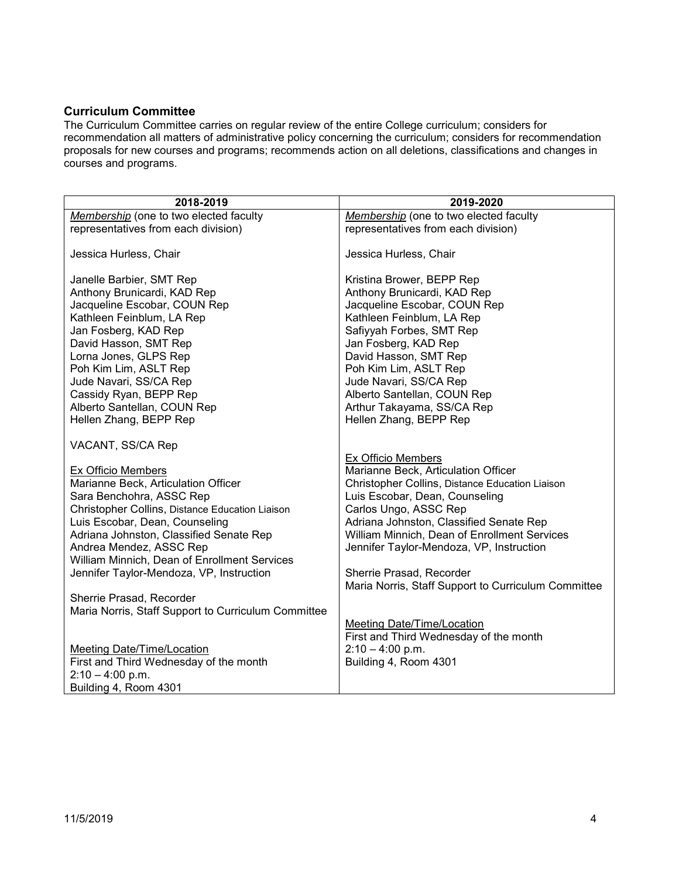## Curriculum Committee

The Curriculum Committee carries on regular review of the entire College curriculum; considers for recommendation all matters of administrative policy concerning the curriculum; considers for recommendation proposals for new courses and programs; recommends action on all deletions, classifications and changes in courses and programs.

| 2018-2019 | 2019-2020 |
|---|---|
| *Membership* (one to two elected faculty representatives from each division)<br><br>Jessica Hurless, Chair<br><br>Janelle Barbier, SMT Rep<br>Anthony Brunicardi, KAD Rep<br>Jacqueline Escobar, COUN Rep<br>Kathleen Feinblum, LA Rep<br>Jan Fosberg, KAD Rep<br>David Hasson, SMT Rep<br>Lorna Jones, GLPS Rep<br>Poh Kim Lim, ASLT Rep<br>Jude Navari, SS/CA Rep<br>Cassidy Ryan, BEPP Rep<br>Alberto Santellan, COUN Rep<br>Hellen Zhang, BEPP Rep<br><br>VACANT, SS/CA Rep<br><br>Ex Officio Members<br>Marianne Beck, Articulation Officer<br>Sara Benchohra, ASSC Rep<br>Christopher Collins, Distance Education Liaison<br>Luis Escobar, Dean, Counseling<br>Adriana Johnston, Classified Senate Rep<br>Andrea Mendez, ASSC Rep<br>William Minnich, Dean of Enrollment Services<br>Jennifer Taylor-Mendoza, VP, Instruction<br><br>Sherrie Prasad, Recorder<br>Maria Norris, Staff Support to Curriculum Committee<br><br>Meeting Date/Time/Location<br>First and Third Wednesday of the month<br>2:10 – 4:00 p.m.<br>Building 4, Room 4301 | *Membership* (one to two elected faculty representatives from each division)<br><br>Jessica Hurless, Chair<br><br>Kristina Brower, BEPP Rep<br>Anthony Brunicardi, KAD Rep<br>Jacqueline Escobar, COUN Rep<br>Kathleen Feinblum, LA Rep<br>Safiyyah Forbes, SMT Rep<br>Jan Fosberg, KAD Rep<br>David Hasson, SMT Rep<br>Poh Kim Lim, ASLT Rep<br>Jude Navari, SS/CA Rep<br>Alberto Santellan, COUN Rep<br>Arthur Takayama, SS/CA Rep<br>Hellen Zhang, BEPP Rep<br><br>Ex Officio Members<br>Marianne Beck, Articulation Officer<br>Christopher Collins, Distance Education Liaison<br>Luis Escobar, Dean, Counseling<br>Carlos Ungo, ASSC Rep<br>Adriana Johnston, Classified Senate Rep<br>William Minnich, Dean of Enrollment Services<br>Jennifer Taylor-Mendoza, VP, Instruction<br><br>Sherrie Prasad, Recorder<br>Maria Norris, Staff Support to Curriculum Committee<br><br>Meeting Date/Time/Location<br>First and Third Wednesday of the month<br>2:10 – 4:00 p.m.<br>Building 4, Room 4301 |

11/5/2019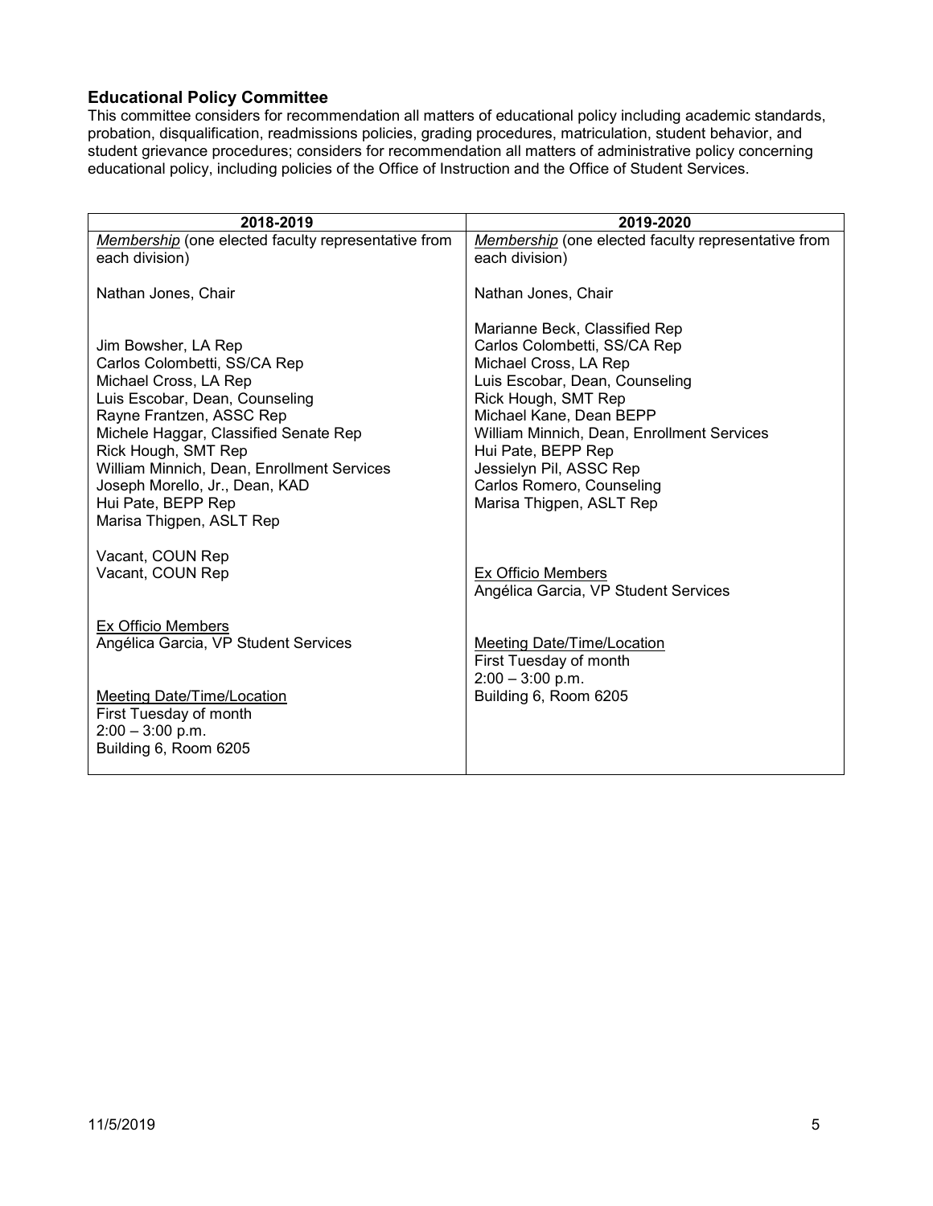### Educational Policy Committee

This committee considers for recommendation all matters of educational policy including academic standards, probation, disqualification, readmissions policies, grading procedures, matriculation, student behavior, and student grievance procedures; considers for recommendation all matters of administrative policy concerning educational policy, including policies of the Office of Instruction and the Office of Student Services.

| 2018-2019 | 2019-2020 |
|---|---|
| *Membership* (one elected faculty representative from each division)<br><br>Nathan Jones, Chair<br><br>Jim Bowsher, LA Rep<br>Carlos Colombetti, SS/CA Rep<br>Michael Cross, LA Rep<br>Luis Escobar, Dean, Counseling<br>Rayne Frantzen, ASSC Rep<br>Michele Haggar, Classified Senate Rep<br>Rick Hough, SMT Rep<br>William Minnich, Dean, Enrollment Services<br>Joseph Morello, Jr., Dean, KAD<br>Hui Pate, BEPP Rep<br>Marisa Thigpen, ASLT Rep<br><br>Vacant, COUN Rep<br>Vacant, COUN Rep<br><br>Ex Officio Members<br>Angélica Garcia, VP Student Services<br><br>Meeting Date/Time/Location<br>First Tuesday of month<br>2:00 – 3:00 p.m.<br>Building 6, Room 6205 | *Membership* (one elected faculty representative from each division)<br><br>Nathan Jones, Chair<br><br>Marianne Beck, Classified Rep<br>Carlos Colombetti, SS/CA Rep<br>Michael Cross, LA Rep<br>Luis Escobar, Dean, Counseling<br>Rick Hough, SMT Rep<br>Michael Kane, Dean BEPP<br>William Minnich, Dean, Enrollment Services<br>Hui Pate, BEPP Rep<br>Jessielyn Pil, ASSC Rep<br>Carlos Romero, Counseling<br>Marisa Thigpen, ASLT Rep<br><br>Ex Officio Members<br>Angélica Garcia, VP Student Services<br><br>Meeting Date/Time/Location<br>First Tuesday of month<br>2:00 – 3:00 p.m.<br>Building 6, Room 6205 |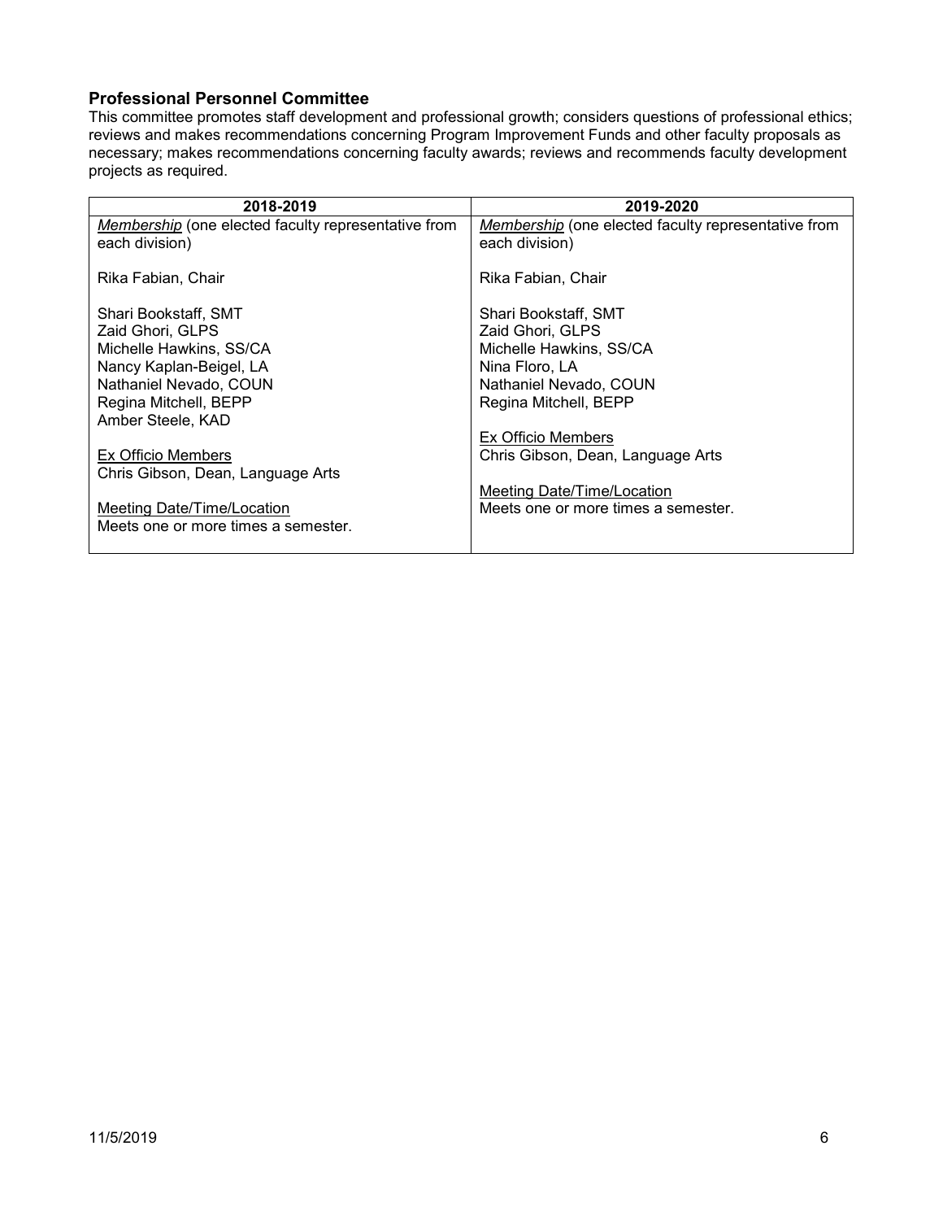### Professional Personnel Committee

This committee promotes staff development and professional growth; considers questions of professional ethics; reviews and makes recommendations concerning Program Improvement Funds and other faculty proposals as necessary; makes recommendations concerning faculty awards; reviews and recommends faculty development projects as required.

| 2018-2019 | 2019-2020 |
|---|---|
| *Membership* (one elected faculty representative from each division)<br><br>Rika Fabian, Chair<br><br>Shari Bookstaff, SMT<br>Zaid Ghori, GLPS<br>Michelle Hawkins, SS/CA<br>Nancy Kaplan-Beigel, LA<br>Nathaniel Nevado, COUN<br>Regina Mitchell, BEPP<br>Amber Steele, KAD<br><br>Ex Officio Members<br>Chris Gibson, Dean, Language Arts<br><br>Meeting Date/Time/Location<br>Meets one or more times a semester. | *Membership* (one elected faculty representative from each division)<br><br>Rika Fabian, Chair<br><br>Shari Bookstaff, SMT<br>Zaid Ghori, GLPS<br>Michelle Hawkins, SS/CA<br>Nina Floro, LA<br>Nathaniel Nevado, COUN<br>Regina Mitchell, BEPP<br><br>Ex Officio Members<br>Chris Gibson, Dean, Language Arts<br><br>Meeting Date/Time/Location<br>Meets one or more times a semester. |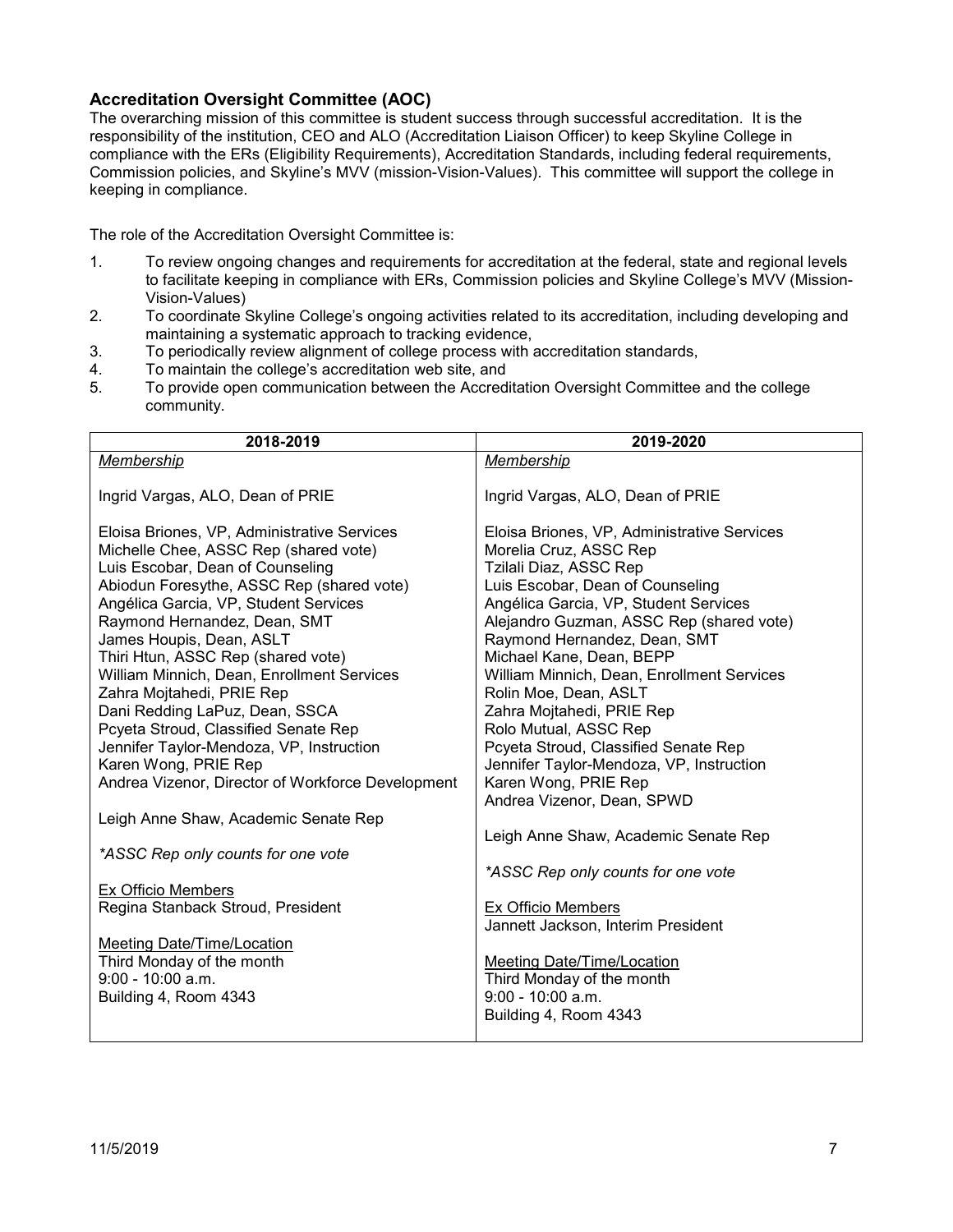### Accreditation Oversight Committee (AOC)

The overarching mission of this committee is student success through successful accreditation. It is the responsibility of the institution, CEO and ALO (Accreditation Liaison Officer) to keep Skyline College in compliance with the ERs (Eligibility Requirements), Accreditation Standards, including federal requirements, Commission policies, and Skyline's MVV (mission-Vision-Values). This committee will support the college in keeping in compliance.

The role of the Accreditation Oversight Committee is:

1. To review ongoing changes and requirements for accreditation at the federal, state and regional levels to facilitate keeping in compliance with ERs, Commission policies and Skyline College's MVV (Mission-Vision-Values)
2. To coordinate Skyline College's ongoing activities related to its accreditation, including developing and maintaining a systematic approach to tracking evidence,
3. To periodically review alignment of college process with accreditation standards,
4. To maintain the college's accreditation web site, and
5. To provide open communication between the Accreditation Oversight Committee and the college community.

| 2018-2019 | 2019-2020 |
|---|---|
| <u>Membership</u><br><br>Ingrid Vargas, ALO, Dean of PRIE<br><br>Eloisa Briones, VP, Administrative Services<br>Michelle Chee, ASSC Rep (shared vote)<br>Luis Escobar, Dean of Counseling<br>Abiodun Foresythe, ASSC Rep (shared vote)<br>Angélica Garcia, VP, Student Services<br>Raymond Hernandez, Dean, SMT<br>James Houpis, Dean, ASLT<br>Thiri Htun, ASSC Rep (shared vote)<br>William Minnich, Dean, Enrollment Services<br>Zahra Mojtahedi, PRIE Rep<br>Dani Redding LaPuz, Dean, SSCA<br>Pcyeta Stroud, Classified Senate Rep<br>Jennifer Taylor-Mendoza, VP, Instruction<br>Karen Wong, PRIE Rep<br>Andrea Vizenor, Director of Workforce Development<br><br>Leigh Anne Shaw, Academic Senate Rep<br><br>*\*ASSC Rep only counts for one vote*<br><br><u>Ex Officio Members</u><br>Regina Stanback Stroud, President<br><br><u>Meeting Date/Time/Location</u><br>Third Monday of the month<br>9:00 - 10:00 a.m.<br>Building 4, Room 4343 | <u>Membership</u><br><br>Ingrid Vargas, ALO, Dean of PRIE<br><br>Eloisa Briones, VP, Administrative Services<br>Morelia Cruz, ASSC Rep<br>Tzilali Diaz, ASSC Rep<br>Luis Escobar, Dean of Counseling<br>Angélica Garcia, VP, Student Services<br>Alejandro Guzman, ASSC Rep (shared vote)<br>Raymond Hernandez, Dean, SMT<br>Michael Kane, Dean, BEPP<br>William Minnich, Dean, Enrollment Services<br>Rolin Moe, Dean, ASLT<br>Zahra Mojtahedi, PRIE Rep<br>Rolo Mutual, ASSC Rep<br>Pcyeta Stroud, Classified Senate Rep<br>Jennifer Taylor-Mendoza, VP, Instruction<br>Karen Wong, PRIE Rep<br>Andrea Vizenor, Dean, SPWD<br><br>Leigh Anne Shaw, Academic Senate Rep<br><br>*\*ASSC Rep only counts for one vote*<br><br><u>Ex Officio Members</u><br>Jannett Jackson, Interim President<br><br><u>Meeting Date/Time/Location</u><br>Third Monday of the month<br>9:00 - 10:00 a.m.<br>Building 4, Room 4343 |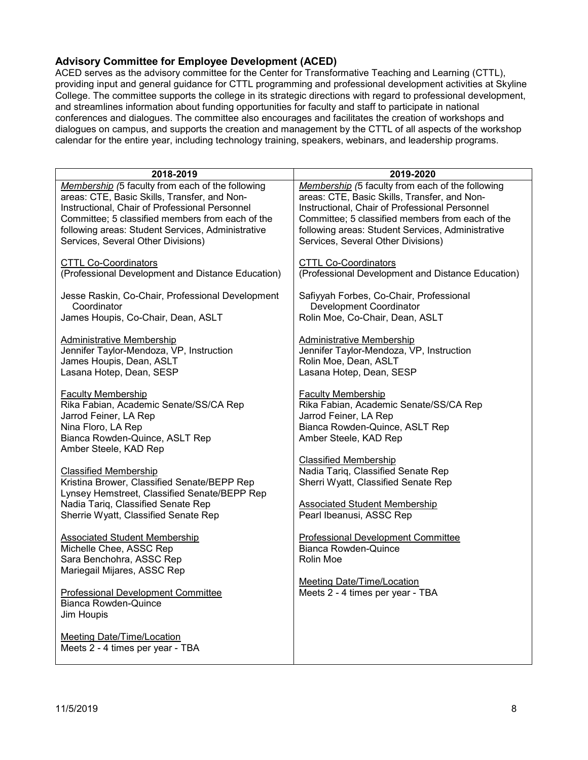### Advisory Committee for Employee Development (ACED)

ACED serves as the advisory committee for the Center for Transformative Teaching and Learning (CTTL), providing input and general guidance for CTTL programming and professional development activities at Skyline College. The committee supports the college in its strategic directions with regard to professional development, and streamlines information about funding opportunities for faculty and staff to participate in national conferences and dialogues. The committee also encourages and facilitates the creation of workshops and dialogues on campus, and supports the creation and management by the CTTL of all aspects of the workshop calendar for the entire year, including technology training, speakers, webinars, and leadership programs.

| 2018-2019 | 2019-2020 |
|---|---|
| *Membership (*5 faculty from each of the following areas: CTE, Basic Skills, Transfer, and Non-Instructional, Chair of Professional Personnel Committee; 5 classified members from each of the following areas: Student Services, Administrative Services, Several Other Divisions)<br><br>CTTL Co-Coordinators<br>(Professional Development and Distance Education)<br><br>Jesse Raskin, Co-Chair, Professional Development Coordinator<br>James Houpis, Co-Chair, Dean, ASLT<br><br>Administrative Membership<br>Jennifer Taylor-Mendoza, VP, Instruction<br>James Houpis, Dean, ASLT<br>Lasana Hotep, Dean, SESP<br><br>Faculty Membership<br>Rika Fabian, Academic Senate/SS/CA Rep<br>Jarrod Feiner, LA Rep<br>Nina Floro, LA Rep<br>Bianca Rowden-Quince, ASLT Rep<br>Amber Steele, KAD Rep<br><br>Classified Membership<br>Kristina Brower, Classified Senate/BEPP Rep<br>Lynsey Hemstreet, Classified Senate/BEPP Rep<br>Nadia Tariq, Classified Senate Rep<br>Sherrie Wyatt, Classified Senate Rep<br><br>Associated Student Membership<br>Michelle Chee, ASSC Rep<br>Sara Benchohra, ASSC Rep<br>Mariegail Mijares, ASSC Rep<br><br>Professional Development Committee<br>Bianca Rowden-Quince<br>Jim Houpis<br><br>Meeting Date/Time/Location<br>Meets 2 - 4 times per year - TBA | *Membership (*5 faculty from each of the following areas: CTE, Basic Skills, Transfer, and Non-Instructional, Chair of Professional Personnel Committee; 5 classified members from each of the following areas: Student Services, Administrative Services, Several Other Divisions)<br><br>CTTL Co-Coordinators<br>(Professional Development and Distance Education)<br><br>Safiyyah Forbes, Co-Chair, Professional Development Coordinator<br>Rolin Moe, Co-Chair, Dean, ASLT<br><br>Administrative Membership<br>Jennifer Taylor-Mendoza, VP, Instruction<br>Rolin Moe, Dean, ASLT<br>Lasana Hotep, Dean, SESP<br><br>Faculty Membership<br>Rika Fabian, Academic Senate/SS/CA Rep<br>Jarrod Feiner, LA Rep<br>Bianca Rowden-Quince, ASLT Rep<br>Amber Steele, KAD Rep<br><br>Classified Membership<br>Nadia Tariq, Classified Senate Rep<br>Sherri Wyatt, Classified Senate Rep<br><br>Associated Student Membership<br>Pearl Ibeanusi, ASSC Rep<br><br>Professional Development Committee<br>Bianca Rowden-Quince<br>Rolin Moe<br><br>Meeting Date/Time/Location<br>Meets 2 - 4 times per year - TBA |

11/5/2019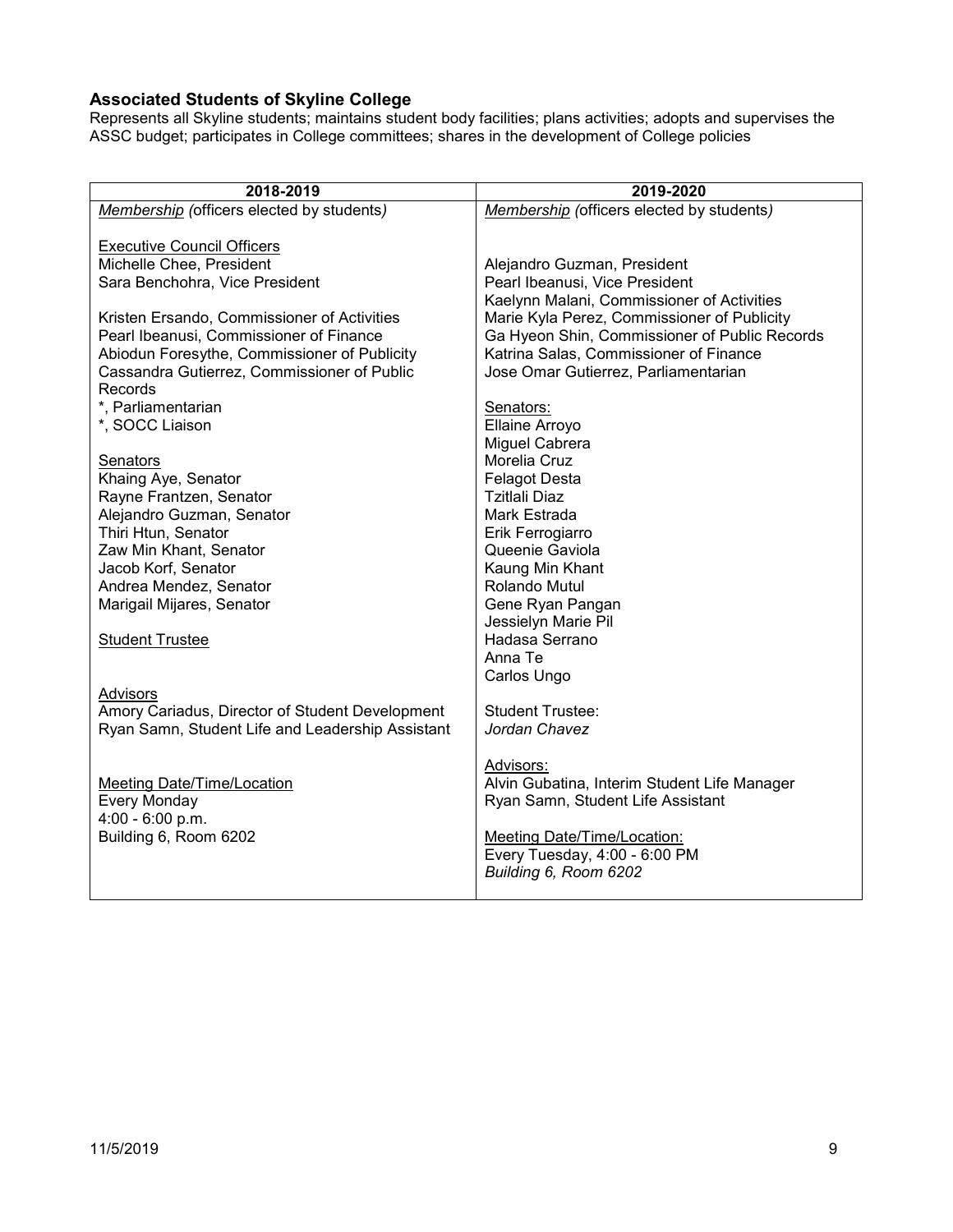### Associated Students of Skyline College

Represents all Skyline students; maintains student body facilities; plans activities; adopts and supervises the ASSC budget; participates in College committees; shares in the development of College policies

| 2018-2019 | 2019-2020 |
|---|---|
| *Membership (officers elected by students)*<br><br>Executive Council Officers<br>Michelle Chee, President<br>Sara Benchohra, Vice President<br><br>Kristen Ersando, Commissioner of Activities<br>Pearl Ibeanusi, Commissioner of Finance<br>Abiodun Foresythe, Commissioner of Publicity<br>Cassandra Gutierrez, Commissioner of Public Records<br>*, Parliamentarian<br>*, SOCC Liaison<br><br>Senators<br>Khaing Aye, Senator<br>Rayne Frantzen, Senator<br>Alejandro Guzman, Senator<br>Thiri Htun, Senator<br>Zaw Min Khant, Senator<br>Jacob Korf, Senator<br>Andrea Mendez, Senator<br>Marigail Mijares, Senator<br><br>Student Trustee<br><br>Advisors<br>Amory Cariadus, Director of Student Development<br>Ryan Samn, Student Life and Leadership Assistant<br><br>Meeting Date/Time/Location<br>Every Monday<br>4:00 - 6:00 p.m.<br>Building 6, Room 6202 | *Membership (officers elected by students)*<br><br>Alejandro Guzman, President<br>Pearl Ibeanusi, Vice President<br>Kaelynn Malani, Commissioner of Activities<br>Marie Kyla Perez, Commissioner of Publicity<br>Ga Hyeon Shin, Commissioner of Public Records<br>Katrina Salas, Commissioner of Finance<br>Jose Omar Gutierrez, Parliamentarian<br><br>Senators:<br>Ellaine Arroyo<br>Miguel Cabrera<br>Morelia Cruz<br>Felagot Desta<br>Tzitlali Diaz<br>Mark Estrada<br>Erik Ferrogiarro<br>Queenie Gaviola<br>Kaung Min Khant<br>Rolando Mutul<br>Gene Ryan Pangan<br>Jessielyn Marie Pil<br>Hadasa Serrano<br>Anna Te<br>Carlos Ungo<br><br>Student Trustee:<br>*Jordan Chavez*<br><br>Advisors:<br>Alvin Gubatina, Interim Student Life Manager<br>Ryan Samn, Student Life Assistant<br><br>Meeting Date/Time/Location:<br>Every Tuesday, 4:00 - 6:00 PM<br>*Building 6, Room 6202* |

11/5/2019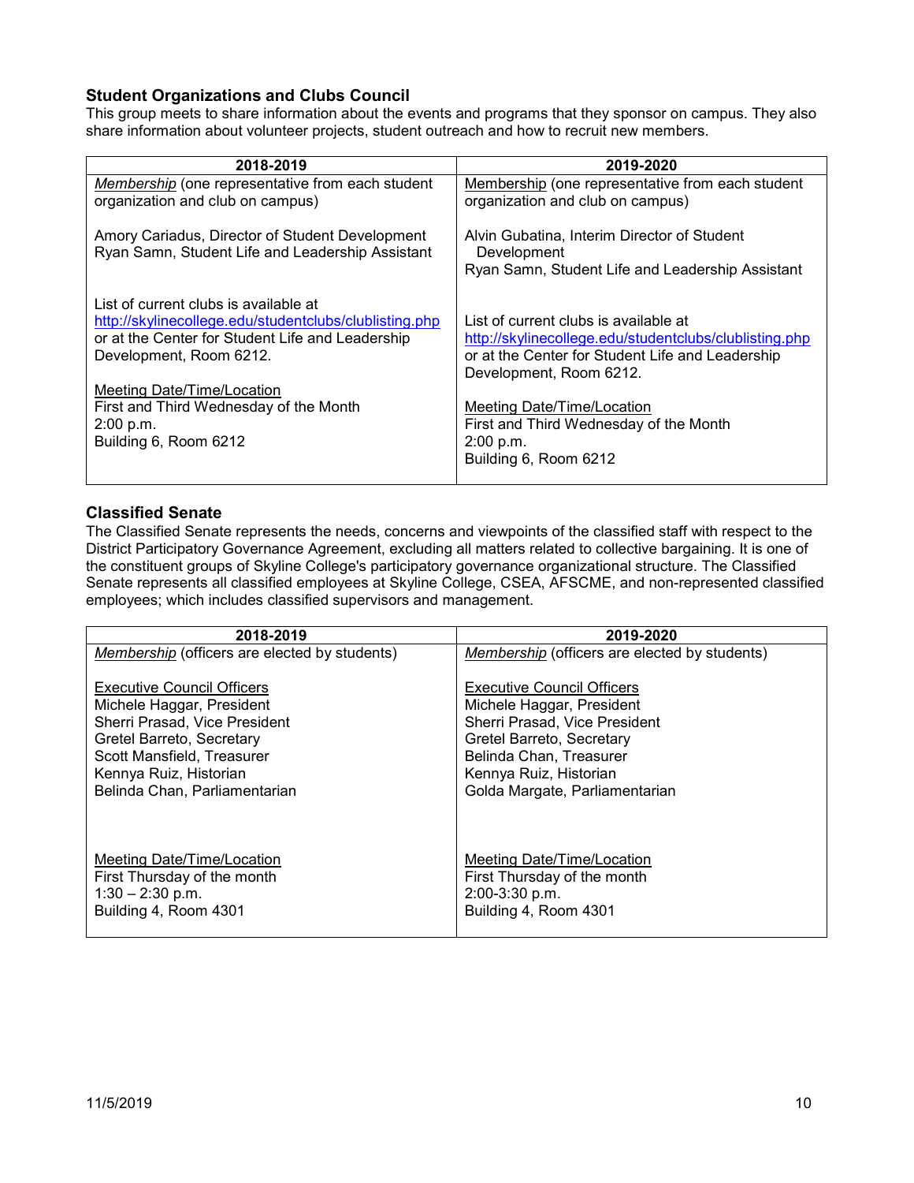### Student Organizations and Clubs Council

This group meets to share information about the events and programs that they sponsor on campus. They also share information about volunteer projects, student outreach and how to recruit new members.

| 2018-2019 | 2019-2020 |
|---|---|
| *Membership* (one representative from each student organization and club on campus)<br><br>Amory Cariadus, Director of Student Development<br>Ryan Samn, Student Life and Leadership Assistant<br><br>List of current clubs is available at http://skylinecollege.edu/studentclubs/clublisting.php or at the Center for Student Life and Leadership Development, Room 6212.<br><br>Meeting Date/Time/Location<br>First and Third Wednesday of the Month<br>2:00 p.m.<br>Building 6, Room 6212 | Membership (one representative from each student organization and club on campus)<br><br>Alvin Gubatina, Interim Director of Student Development<br>Ryan Samn, Student Life and Leadership Assistant<br><br>List of current clubs is available at http://skylinecollege.edu/studentclubs/clublisting.php or at the Center for Student Life and Leadership Development, Room 6212.<br><br>Meeting Date/Time/Location<br>First and Third Wednesday of the Month<br>2:00 p.m.<br>Building 6, Room 6212 |

### Classified Senate

The Classified Senate represents the needs, concerns and viewpoints of the classified staff with respect to the District Participatory Governance Agreement, excluding all matters related to collective bargaining. It is one of the constituent groups of Skyline College's participatory governance organizational structure. The Classified Senate represents all classified employees at Skyline College, CSEA, AFSCME, and non-represented classified employees; which includes classified supervisors and management.

| 2018-2019 | 2019-2020 |
|---|---|
| *Membership* (officers are elected by students)<br><br>Executive Council Officers<br>Michele Haggar, President<br>Sherri Prasad, Vice President<br>Gretel Barreto, Secretary<br>Scott Mansfield, Treasurer<br>Kennya Ruiz, Historian<br>Belinda Chan, Parliamentarian<br><br>Meeting Date/Time/Location<br>First Thursday of the month<br>1:30 – 2:30 p.m.<br>Building 4, Room 4301 | *Membership* (officers are elected by students)<br><br>Executive Council Officers<br>Michele Haggar, President<br>Sherri Prasad, Vice President<br>Gretel Barreto, Secretary<br>Belinda Chan, Treasurer<br>Kennya Ruiz, Historian<br>Golda Margate, Parliamentarian<br><br>Meeting Date/Time/Location<br>First Thursday of the month<br>2:00-3:30 p.m.<br>Building 4, Room 4301 |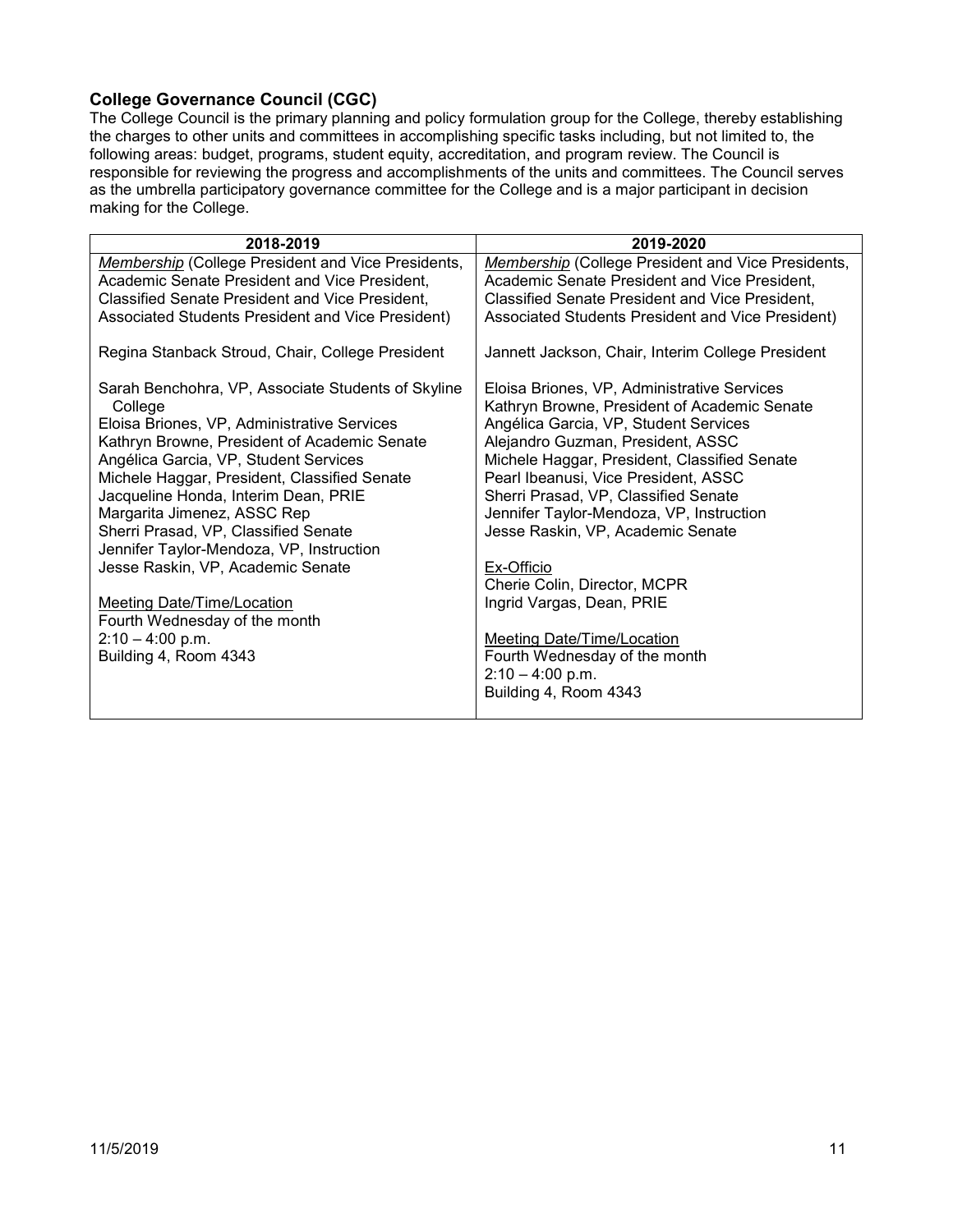### College Governance Council (CGC)

The College Council is the primary planning and policy formulation group for the College, thereby establishing the charges to other units and committees in accomplishing specific tasks including, but not limited to, the following areas: budget, programs, student equity, accreditation, and program review. The Council is responsible for reviewing the progress and accomplishments of the units and committees. The Council serves as the umbrella participatory governance committee for the College and is a major participant in decision making for the College.

| 2018-2019 | 2019-2020 |
|---|---|
| *Membership* (College President and Vice Presidents, Academic Senate President and Vice President, Classified Senate President and Vice President, Associated Students President and Vice President)<br><br>Regina Stanback Stroud, Chair, College President<br><br>Sarah Benchohra, VP, Associate Students of Skyline College<br>Eloisa Briones, VP, Administrative Services<br>Kathryn Browne, President of Academic Senate<br>Angélica Garcia, VP, Student Services<br>Michele Haggar, President, Classified Senate<br>Jacqueline Honda, Interim Dean, PRIE<br>Margarita Jimenez, ASSC Rep<br>Sherri Prasad, VP, Classified Senate<br>Jennifer Taylor-Mendoza, VP, Instruction<br>Jesse Raskin, VP, Academic Senate<br><br>Meeting Date/Time/Location<br>Fourth Wednesday of the month<br>2:10 – 4:00 p.m.<br>Building 4, Room 4343 | *Membership* (College President and Vice Presidents, Academic Senate President and Vice President, Classified Senate President and Vice President, Associated Students President and Vice President)<br><br>Jannett Jackson, Chair, Interim College President<br><br>Eloisa Briones, VP, Administrative Services<br>Kathryn Browne, President of Academic Senate<br>Angélica Garcia, VP, Student Services<br>Alejandro Guzman, President, ASSC<br>Michele Haggar, President, Classified Senate<br>Pearl Ibeanusi, Vice President, ASSC<br>Sherri Prasad, VP, Classified Senate<br>Jennifer Taylor-Mendoza, VP, Instruction<br>Jesse Raskin, VP, Academic Senate<br><br>Ex-Officio<br>Cherie Colin, Director, MCPR<br>Ingrid Vargas, Dean, PRIE<br><br>Meeting Date/Time/Location<br>Fourth Wednesday of the month<br>2:10 – 4:00 p.m.<br>Building 4, Room 4343 |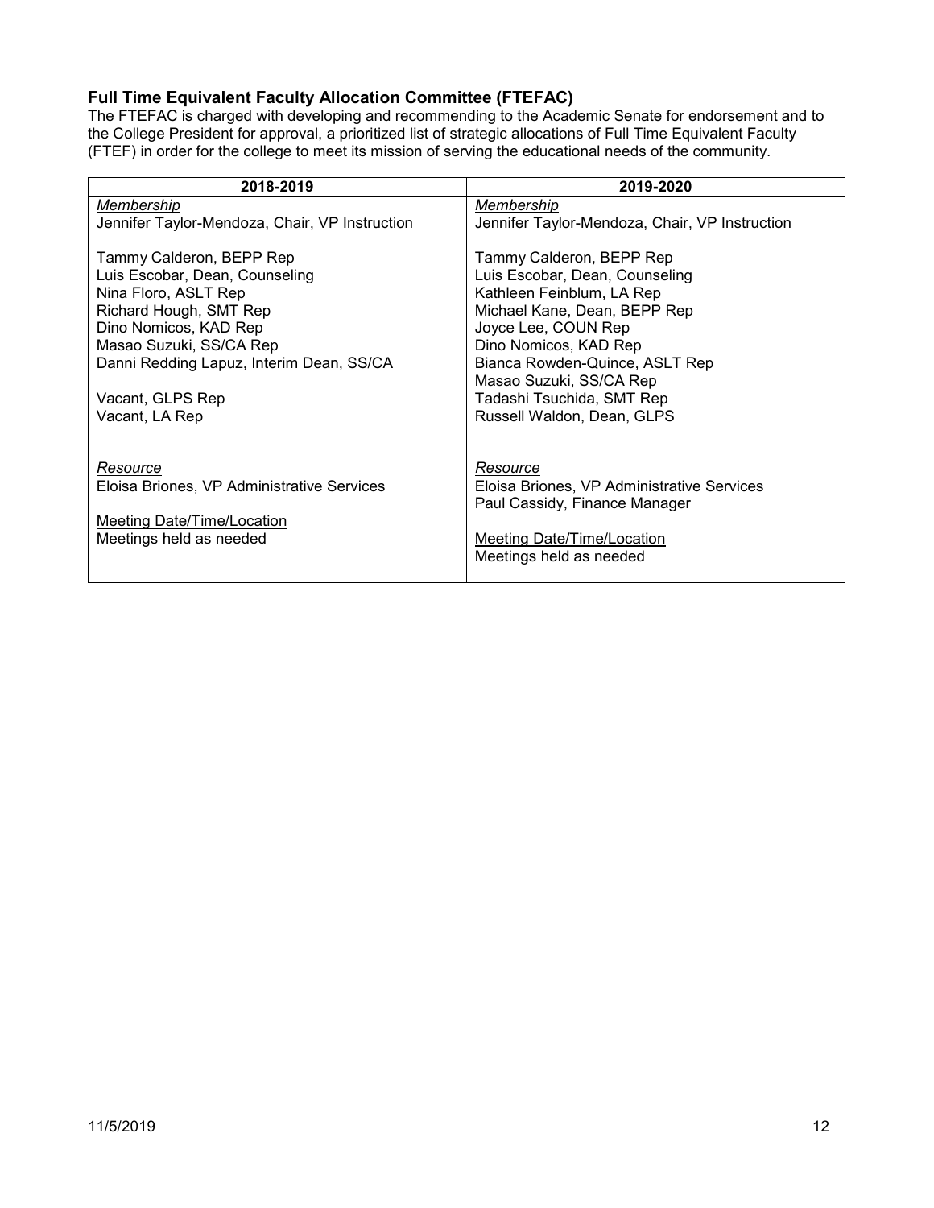### Full Time Equivalent Faculty Allocation Committee (FTEFAC)

The FTEFAC is charged with developing and recommending to the Academic Senate for endorsement and to the College President for approval, a prioritized list of strategic allocations of Full Time Equivalent Faculty (FTEF) in order for the college to meet its mission of serving the educational needs of the community.

| 2018-2019 | 2019-2020 |
|---|---|
| *Membership*<br>Jennifer Taylor-Mendoza, Chair, VP Instruction<br><br>Tammy Calderon, BEPP Rep<br>Luis Escobar, Dean, Counseling<br>Nina Floro, ASLT Rep<br>Richard Hough, SMT Rep<br>Dino Nomicos, KAD Rep<br>Masao Suzuki, SS/CA Rep<br>Danni Redding Lapuz, Interim Dean, SS/CA<br><br>Vacant, GLPS Rep<br>Vacant, LA Rep<br><br><br>*Resource*<br>Eloisa Briones, VP Administrative Services<br><br><u>Meeting Date/Time/Location</u><br>Meetings held as needed | *Membership*<br>Jennifer Taylor-Mendoza, Chair, VP Instruction<br><br>Tammy Calderon, BEPP Rep<br>Luis Escobar, Dean, Counseling<br>Kathleen Feinblum, LA Rep<br>Michael Kane, Dean, BEPP Rep<br>Joyce Lee, COUN Rep<br>Dino Nomicos, KAD Rep<br>Bianca Rowden-Quince, ASLT Rep<br>Masao Suzuki, SS/CA Rep<br>Tadashi Tsuchida, SMT Rep<br>Russell Waldon, Dean, GLPS<br><br><br>*Resource*<br>Eloisa Briones, VP Administrative Services<br>Paul Cassidy, Finance Manager<br><br><u>Meeting Date/Time/Location</u><br>Meetings held as needed |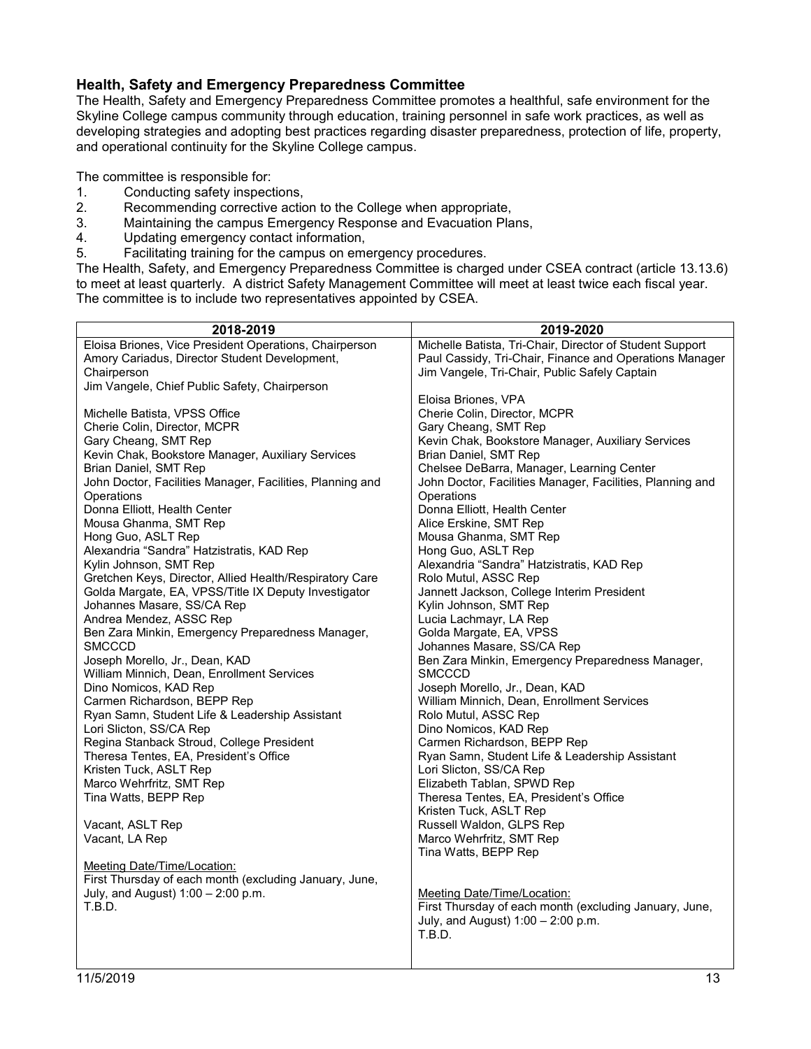### Health, Safety and Emergency Preparedness Committee

The Health, Safety and Emergency Preparedness Committee promotes a healthful, safe environment for the Skyline College campus community through education, training personnel in safe work practices, as well as developing strategies and adopting best practices regarding disaster preparedness, protection of life, property, and operational continuity for the Skyline College campus.

The committee is responsible for:

1. Conducting safety inspections,
2. Recommending corrective action to the College when appropriate,
3. Maintaining the campus Emergency Response and Evacuation Plans,
4. Updating emergency contact information,
5. Facilitating training for the campus on emergency procedures.

The Health, Safety, and Emergency Preparedness Committee is charged under CSEA contract (article 13.13.6) to meet at least quarterly. A district Safety Management Committee will meet at least twice each fiscal year. The committee is to include two representatives appointed by CSEA.

| 2018-2019 | 2019-2020 |
|---|---|
| Eloisa Briones, Vice President Operations, Chairperson<br>Amory Cariadus, Director Student Development, Chairperson<br>Jim Vangele, Chief Public Safety, Chairperson<br><br>Michelle Batista, VPSS Office<br>Cherie Colin, Director, MCPR<br>Gary Cheang, SMT Rep<br>Kevin Chak, Bookstore Manager, Auxiliary Services<br>Brian Daniel, SMT Rep<br>John Doctor, Facilities Manager, Facilities, Planning and Operations<br>Donna Elliott, Health Center<br>Mousa Ghanma, SMT Rep<br>Hong Guo, ASLT Rep<br>Alexandria "Sandra" Hatzistratis, KAD Rep<br>Kylin Johnson, SMT Rep<br>Gretchen Keys, Director, Allied Health/Respiratory Care<br>Golda Margate, EA, VPSS/Title IX Deputy Investigator<br>Johannes Masare, SS/CA Rep<br>Andrea Mendez, ASSC Rep<br>Ben Zara Minkin, Emergency Preparedness Manager, SMCCCD<br>Joseph Morello, Jr., Dean, KAD<br>William Minnich, Dean, Enrollment Services<br>Dino Nomicos, KAD Rep<br>Carmen Richardson, BEPP Rep<br>Ryan Samn, Student Life & Leadership Assistant<br>Lori Slicton, SS/CA Rep<br>Regina Stanback Stroud, College President<br>Theresa Tentes, EA, President's Office<br>Kristen Tuck, ASLT Rep<br>Marco Wehrfritz, SMT Rep<br>Tina Watts, BEPP Rep<br><br>Vacant, ASLT Rep<br>Vacant, LA Rep<br><br>Meeting Date/Time/Location:<br>First Thursday of each month (excluding January, June, July, and August) 1:00 – 2:00 p.m.<br>T.B.D. | Michelle Batista, Tri-Chair, Director of Student Support<br>Paul Cassidy, Tri-Chair, Finance and Operations Manager<br>Jim Vangele, Tri-Chair, Public Safely Captain<br><br>Eloisa Briones, VPA<br>Cherie Colin, Director, MCPR<br>Gary Cheang, SMT Rep<br>Kevin Chak, Bookstore Manager, Auxiliary Services<br>Brian Daniel, SMT Rep<br>Chelsee DeBarra, Manager, Learning Center<br>John Doctor, Facilities Manager, Facilities, Planning and Operations<br>Donna Elliott, Health Center<br>Alice Erskine, SMT Rep<br>Mousa Ghanma, SMT Rep<br>Hong Guo, ASLT Rep<br>Alexandria "Sandra" Hatzistratis, KAD Rep<br>Rolo Mutul, ASSC Rep<br>Jannett Jackson, College Interim President<br>Kylin Johnson, SMT Rep<br>Lucia Lachmayr, LA Rep<br>Golda Margate, EA, VPSS<br>Johannes Masare, SS/CA Rep<br>Ben Zara Minkin, Emergency Preparedness Manager, SMCCCD<br>Joseph Morello, Jr., Dean, KAD<br>William Minnich, Dean, Enrollment Services<br>Rolo Mutul, ASSC Rep<br>Dino Nomicos, KAD Rep<br>Carmen Richardson, BEPP Rep<br>Ryan Samn, Student Life & Leadership Assistant<br>Lori Slicton, SS/CA Rep<br>Elizabeth Tablan, SPWD Rep<br>Theresa Tentes, EA, President's Office<br>Kristen Tuck, ASLT Rep<br>Russell Waldon, GLPS Rep<br>Marco Wehrfritz, SMT Rep<br>Tina Watts, BEPP Rep<br><br>Meeting Date/Time/Location:<br>First Thursday of each month (excluding January, June, July, and August) 1:00 – 2:00 p.m.<br>T.B.D. |

11/5/2019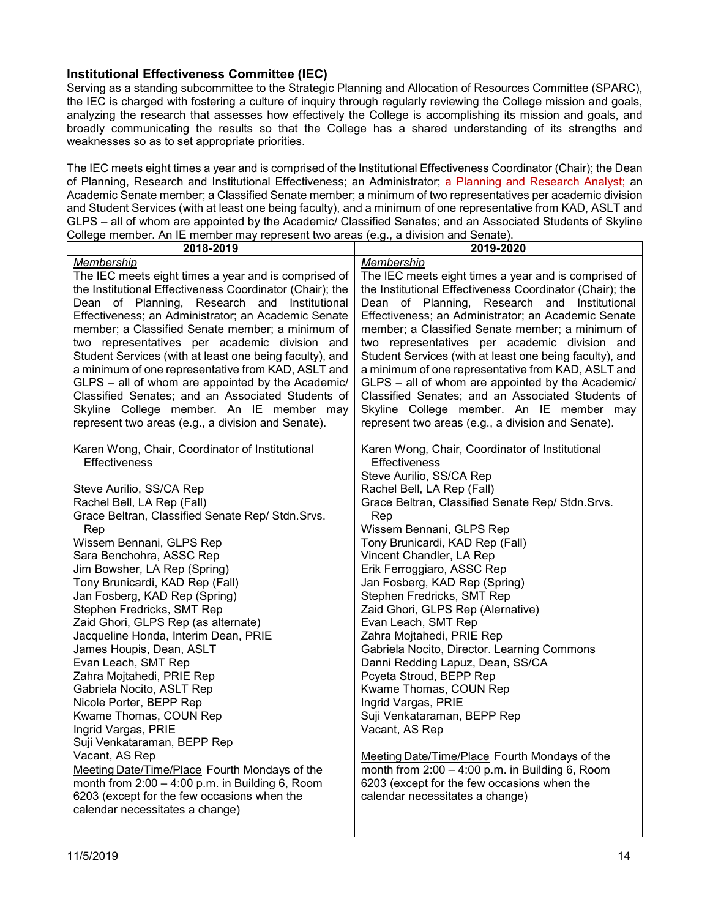### Institutional Effectiveness Committee (IEC)

Serving as a standing subcommittee to the Strategic Planning and Allocation of Resources Committee (SPARC), the IEC is charged with fostering a culture of inquiry through regularly reviewing the College mission and goals, analyzing the research that assesses how effectively the College is accomplishing its mission and goals, and broadly communicating the results so that the College has a shared understanding of its strengths and weaknesses so as to set appropriate priorities.

The IEC meets eight times a year and is comprised of the Institutional Effectiveness Coordinator (Chair); the Dean of Planning, Research and Institutional Effectiveness; an Administrator; a Planning and Research Analyst; an Academic Senate member; a Classified Senate member; a minimum of two representatives per academic division and Student Services (with at least one being faculty), and a minimum of one representative from KAD, ASLT and GLPS – all of whom are appointed by the Academic/ Classified Senates; and an Associated Students of Skyline College member. An IE member may represent two areas (e.g., a division and Senate).

| 2018-2019 | 2019-2020 |
|---|---|
| *Membership*<br>The IEC meets eight times a year and is comprised of the Institutional Effectiveness Coordinator (Chair); the Dean of Planning, Research and Institutional Effectiveness; an Administrator; an Academic Senate member; a Classified Senate member; a minimum of two representatives per academic division and Student Services (with at least one being faculty), and a minimum of one representative from KAD, ASLT and GLPS – all of whom are appointed by the Academic/ Classified Senates; and an Associated Students of Skyline College member. An IE member may represent two areas (e.g., a division and Senate).<br><br>Karen Wong, Chair, Coordinator of Institutional Effectiveness<br><br>Steve Aurilio, SS/CA Rep<br>Rachel Bell, LA Rep (Fall)<br>Grace Beltran, Classified Senate Rep/ Stdn.Srvs. Rep<br>Wissem Bennani, GLPS Rep<br>Sara Benchohra, ASSC Rep<br>Jim Bowsher, LA Rep (Spring)<br>Tony Brunicardi, KAD Rep (Fall)<br>Jan Fosberg, KAD Rep (Spring)<br>Stephen Fredricks, SMT Rep<br>Zaid Ghori, GLPS Rep (as alternate)<br>Jacqueline Honda, Interim Dean, PRIE<br>James Houpis, Dean, ASLT<br>Evan Leach, SMT Rep<br>Zahra Mojtahedi, PRIE Rep<br>Gabriela Nocito, ASLT Rep<br>Nicole Porter, BEPP Rep<br>Kwame Thomas, COUN Rep<br>Ingrid Vargas, PRIE<br>Suji Venkataraman, BEPP Rep<br>Vacant, AS Rep<br>Meeting Date/Time/Place Fourth Mondays of the month from 2:00 – 4:00 p.m. in Building 6, Room 6203 (except for the few occasions when the calendar necessitates a change) | *Membership*<br>The IEC meets eight times a year and is comprised of the Institutional Effectiveness Coordinator (Chair); the Dean of Planning, Research and Institutional Effectiveness; an Administrator; an Academic Senate member; a Classified Senate member; a minimum of two representatives per academic division and Student Services (with at least one being faculty), and a minimum of one representative from KAD, ASLT and GLPS – all of whom are appointed by the Academic/ Classified Senates; and an Associated Students of Skyline College member. An IE member may represent two areas (e.g., a division and Senate).<br><br>Karen Wong, Chair, Coordinator of Institutional Effectiveness<br>Steve Aurilio, SS/CA Rep<br>Rachel Bell, LA Rep (Fall)<br>Grace Beltran, Classified Senate Rep/ Stdn.Srvs. Rep<br>Wissem Bennani, GLPS Rep<br>Tony Brunicardi, KAD Rep (Fall)<br>Vincent Chandler, LA Rep<br>Erik Ferroggiaro, ASSC Rep<br>Jan Fosberg, KAD Rep (Spring)<br>Stephen Fredricks, SMT Rep<br>Zaid Ghori, GLPS Rep (Alernative)<br>Evan Leach, SMT Rep<br>Zahra Mojtahedi, PRIE Rep<br>Gabriela Nocito, Director. Learning Commons<br>Danni Redding Lapuz, Dean, SS/CA<br>Pcyeta Stroud, BEPP Rep<br>Kwame Thomas, COUN Rep<br>Ingrid Vargas, PRIE<br>Suji Venkataraman, BEPP Rep<br>Vacant, AS Rep<br><br>Meeting Date/Time/Place Fourth Mondays of the month from 2:00 – 4:00 p.m. in Building 6, Room 6203 (except for the few occasions when the calendar necessitates a change) |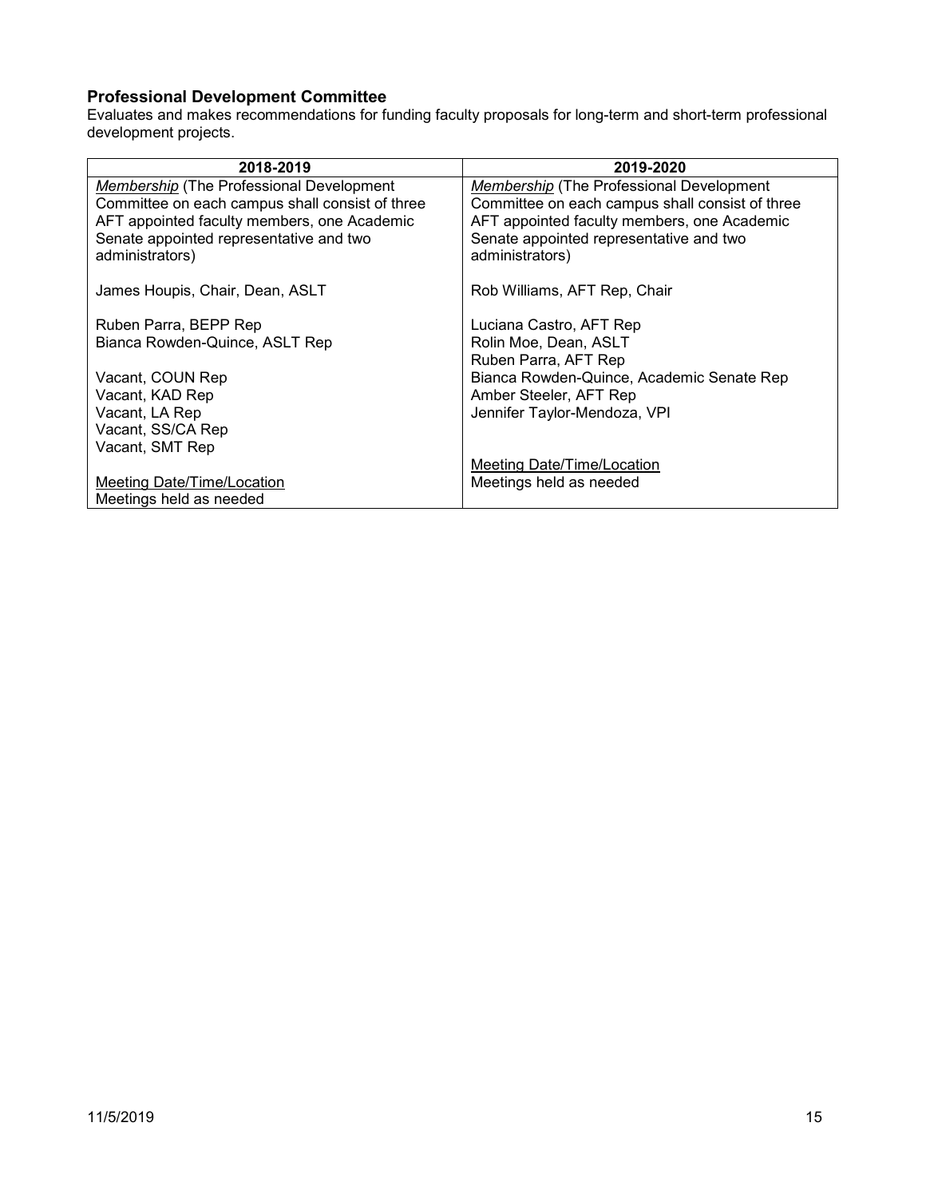### Professional Development Committee

Evaluates and makes recommendations for funding faculty proposals for long-term and short-term professional development projects.

| 2018-2019 | 2019-2020 |
|---|---|
| *Membership* (The Professional Development Committee on each campus shall consist of three AFT appointed faculty members, one Academic Senate appointed representative and two administrators)<br><br>James Houpis, Chair, Dean, ASLT<br><br>Ruben Parra, BEPP Rep<br>Bianca Rowden-Quince, ASLT Rep<br><br>Vacant, COUN Rep<br>Vacant, KAD Rep<br>Vacant, LA Rep<br>Vacant, SS/CA Rep<br>Vacant, SMT Rep<br><br>Meeting Date/Time/Location<br>Meetings held as needed | *Membership* (The Professional Development Committee on each campus shall consist of three AFT appointed faculty members, one Academic Senate appointed representative and two administrators)<br><br>Rob Williams, AFT Rep, Chair<br><br>Luciana Castro, AFT Rep<br>Rolin Moe, Dean, ASLT<br>Ruben Parra, AFT Rep<br>Bianca Rowden-Quince, Academic Senate Rep<br>Amber Steeler, AFT Rep<br>Jennifer Taylor-Mendoza, VPI<br><br>Meeting Date/Time/Location<br>Meetings held as needed |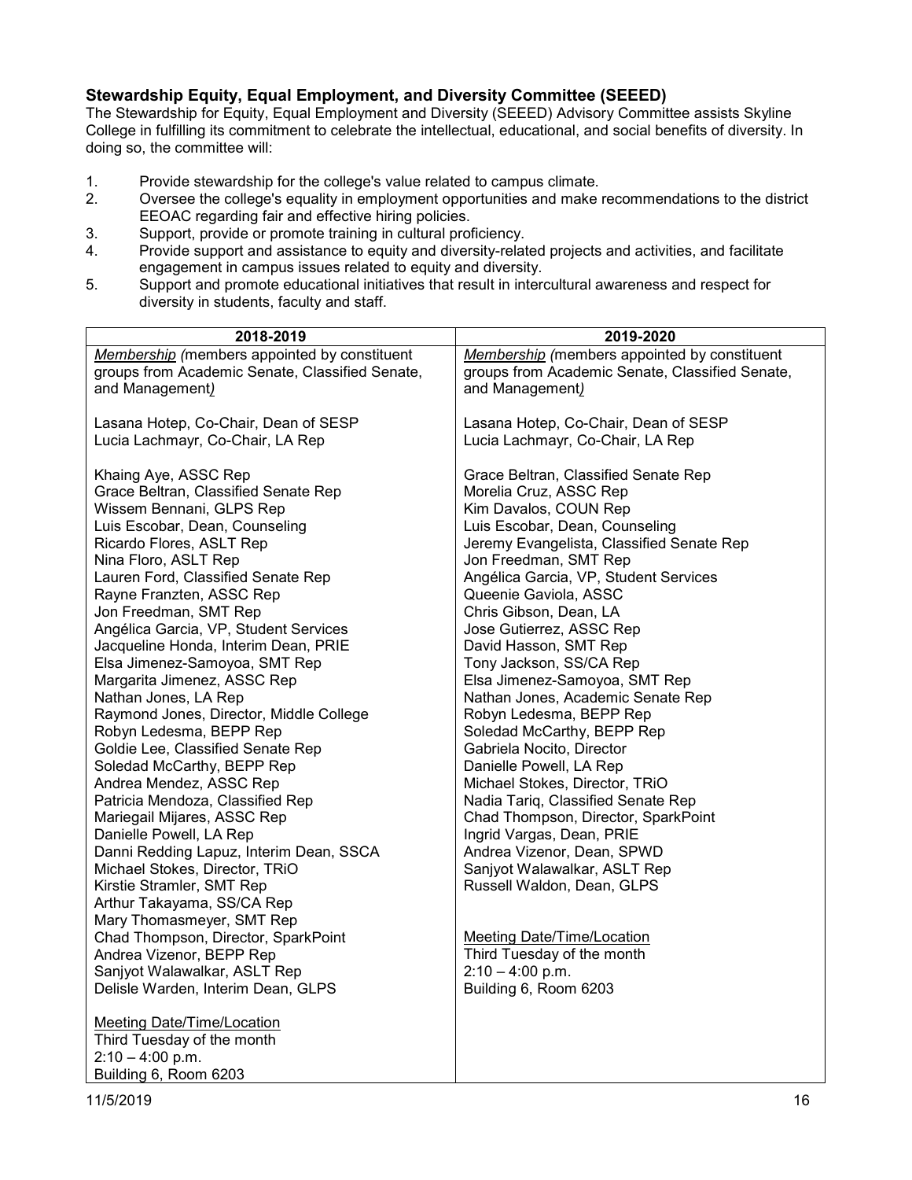### Stewardship Equity, Equal Employment, and Diversity Committee (SEEED)

The Stewardship for Equity, Equal Employment and Diversity (SEEED) Advisory Committee assists Skyline College in fulfilling its commitment to celebrate the intellectual, educational, and social benefits of diversity. In doing so, the committee will:

1. Provide stewardship for the college's value related to campus climate.
2. Oversee the college's equality in employment opportunities and make recommendations to the district EEOAC regarding fair and effective hiring policies.
3. Support, provide or promote training in cultural proficiency.
4. Provide support and assistance to equity and diversity-related projects and activities, and facilitate engagement in campus issues related to equity and diversity.
5. Support and promote educational initiatives that result in intercultural awareness and respect for diversity in students, faculty and staff.

| 2018-2019 | 2019-2020 |
|---|---|
| *Membership (members appointed by constituent groups from Academic Senate, Classified Senate, and Management)* | *Membership (members appointed by constituent groups from Academic Senate, Classified Senate, and Management)* |
| Lasana Hotep, Co-Chair, Dean of SESP<br>Lucia Lachmayr, Co-Chair, LA Rep | Lasana Hotep, Co-Chair, Dean of SESP<br>Lucia Lachmayr, Co-Chair, LA Rep |
| Khaing Aye, ASSC Rep<br>Grace Beltran, Classified Senate Rep<br>Wissem Bennani, GLPS Rep<br>Luis Escobar, Dean, Counseling<br>Ricardo Flores, ASLT Rep<br>Nina Floro, ASLT Rep<br>Lauren Ford, Classified Senate Rep<br>Rayne Franzten, ASSC Rep<br>Jon Freedman, SMT Rep<br>Angélica Garcia, VP, Student Services<br>Jacqueline Honda, Interim Dean, PRIE<br>Elsa Jimenez-Samoyoa, SMT Rep<br>Margarita Jimenez, ASSC Rep<br>Nathan Jones, LA Rep<br>Raymond Jones, Director, Middle College<br>Robyn Ledesma, BEPP Rep<br>Goldie Lee, Classified Senate Rep<br>Soledad McCarthy, BEPP Rep<br>Andrea Mendez, ASSC Rep<br>Patricia Mendoza, Classified Rep<br>Mariegail Mijares, ASSC Rep<br>Danielle Powell, LA Rep<br>Danni Redding Lapuz, Interim Dean, SSCA<br>Michael Stokes, Director, TRiO<br>Kirstie Stramler, SMT Rep<br>Arthur Takayama, SS/CA Rep<br>Mary Thomasmeyer, SMT Rep<br>Chad Thompson, Director, SparkPoint<br>Andrea Vizenor, BEPP Rep<br>Sanjyot Walawalkar, ASLT Rep<br>Delisle Warden, Interim Dean, GLPS | Grace Beltran, Classified Senate Rep<br>Morelia Cruz, ASSC Rep<br>Kim Davalos, COUN Rep<br>Luis Escobar, Dean, Counseling<br>Jeremy Evangelista, Classified Senate Rep<br>Jon Freedman, SMT Rep<br>Angélica Garcia, VP, Student Services<br>Queenie Gaviola, ASSC<br>Chris Gibson, Dean, LA<br>Jose Gutierrez, ASSC Rep<br>David Hasson, SMT Rep<br>Tony Jackson, SS/CA Rep<br>Elsa Jimenez-Samoyoa, SMT Rep<br>Nathan Jones, Academic Senate Rep<br>Robyn Ledesma, BEPP Rep<br>Soledad McCarthy, BEPP Rep<br>Gabriela Nocito, Director<br>Danielle Powell, LA Rep<br>Michael Stokes, Director, TRiO<br>Nadia Tariq, Classified Senate Rep<br>Chad Thompson, Director, SparkPoint<br>Ingrid Vargas, Dean, PRIE<br>Andrea Vizenor, Dean, SPWD<br>Sanjyot Walawalkar, ASLT Rep<br>Russell Waldon, Dean, GLPS |
| Meeting Date/Time/Location<br>Third Tuesday of the month<br>2:10 – 4:00 p.m.<br>Building 6, Room 6203 | Meeting Date/Time/Location<br>Third Tuesday of the month<br>2:10 – 4:00 p.m.<br>Building 6, Room 6203 |

11/5/2019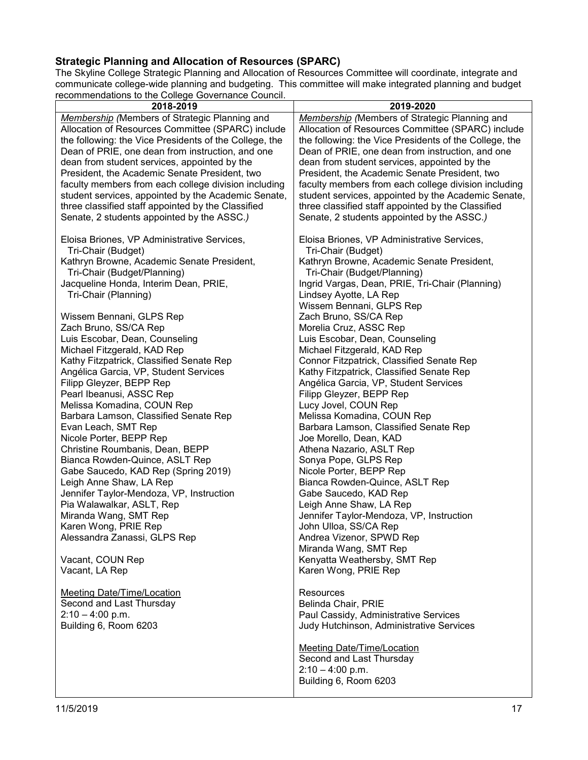### Strategic Planning and Allocation of Resources (SPARC)

The Skyline College Strategic Planning and Allocation of Resources Committee will coordinate, integrate and communicate college-wide planning and budgeting. This committee will make integrated planning and budget recommendations to the College Governance Council.

| 2018-2019 | 2019-2020 |
|---|---|
| *Membership (*Members of Strategic Planning and Allocation of Resources Committee (SPARC) include the following: the Vice Presidents of the College, the Dean of PRIE, one dean from instruction, and one dean from student services, appointed by the President, the Academic Senate President, two faculty members from each college division including student services, appointed by the Academic Senate, three classified staff appointed by the Classified Senate, 2 students appointed by the ASSC.*)*<br><br>Eloisa Briones, VP Administrative Services, Tri-Chair (Budget)<br>Kathryn Browne, Academic Senate President, Tri-Chair (Budget/Planning)<br>Jacqueline Honda, Interim Dean, PRIE, Tri-Chair (Planning)<br><br>Wissem Bennani, GLPS Rep<br>Zach Bruno, SS/CA Rep<br>Luis Escobar, Dean, Counseling<br>Michael Fitzgerald, KAD Rep<br>Kathy Fitzpatrick, Classified Senate Rep<br>Angélica Garcia, VP, Student Services<br>Filipp Gleyzer, BEPP Rep<br>Pearl Ibeanusi, ASSC Rep<br>Melissa Komadina, COUN Rep<br>Barbara Lamson, Classified Senate Rep<br>Evan Leach, SMT Rep<br>Nicole Porter, BEPP Rep<br>Christine Roumbanis, Dean, BEPP<br>Bianca Rowden-Quince, ASLT Rep<br>Gabe Saucedo, KAD Rep (Spring 2019)<br>Leigh Anne Shaw, LA Rep<br>Jennifer Taylor-Mendoza, VP, Instruction<br>Pia Walawalkar, ASLT, Rep<br>Miranda Wang, SMT Rep<br>Karen Wong, PRIE Rep<br>Alessandra Zanassi, GLPS Rep<br><br>Vacant, COUN Rep<br>Vacant, LA Rep<br><br>Meeting Date/Time/Location<br>Second and Last Thursday<br>2:10 – 4:00 p.m.<br>Building 6, Room 6203 | *Membership (*Members of Strategic Planning and Allocation of Resources Committee (SPARC) include the following: the Vice Presidents of the College, the Dean of PRIE, one dean from instruction, and one dean from student services, appointed by the President, the Academic Senate President, two faculty members from each college division including student services, appointed by the Academic Senate, three classified staff appointed by the Classified Senate, 2 students appointed by the ASSC.*)*<br><br>Eloisa Briones, VP Administrative Services, Tri-Chair (Budget)<br>Kathryn Browne, Academic Senate President, Tri-Chair (Budget/Planning)<br>Ingrid Vargas, Dean, PRIE, Tri-Chair (Planning)<br>Lindsey Ayotte, LA Rep<br>Wissem Bennani, GLPS Rep<br>Zach Bruno, SS/CA Rep<br>Morelia Cruz, ASSC Rep<br>Luis Escobar, Dean, Counseling<br>Michael Fitzgerald, KAD Rep<br>Connor Fitzpatrick, Classified Senate Rep<br>Kathy Fitzpatrick, Classified Senate Rep<br>Angélica Garcia, VP, Student Services<br>Filipp Gleyzer, BEPP Rep<br>Lucy Jovel, COUN Rep<br>Melissa Komadina, COUN Rep<br>Barbara Lamson, Classified Senate Rep<br>Joe Morello, Dean, KAD<br>Athena Nazario, ASLT Rep<br>Sonya Pope, GLPS Rep<br>Nicole Porter, BEPP Rep<br>Bianca Rowden-Quince, ASLT Rep<br>Gabe Saucedo, KAD Rep<br>Leigh Anne Shaw, LA Rep<br>Jennifer Taylor-Mendoza, VP, Instruction<br>John Ulloa, SS/CA Rep<br>Andrea Vizenor, SPWD Rep<br>Miranda Wang, SMT Rep<br>Kenyatta Weathersby, SMT Rep<br>Karen Wong, PRIE Rep<br><br>Resources<br>Belinda Chair, PRIE<br>Paul Cassidy, Administrative Services<br>Judy Hutchinson, Administrative Services<br><br>Meeting Date/Time/Location<br>Second and Last Thursday<br>2:10 – 4:00 p.m.<br>Building 6, Room 6203 |

11/5/2019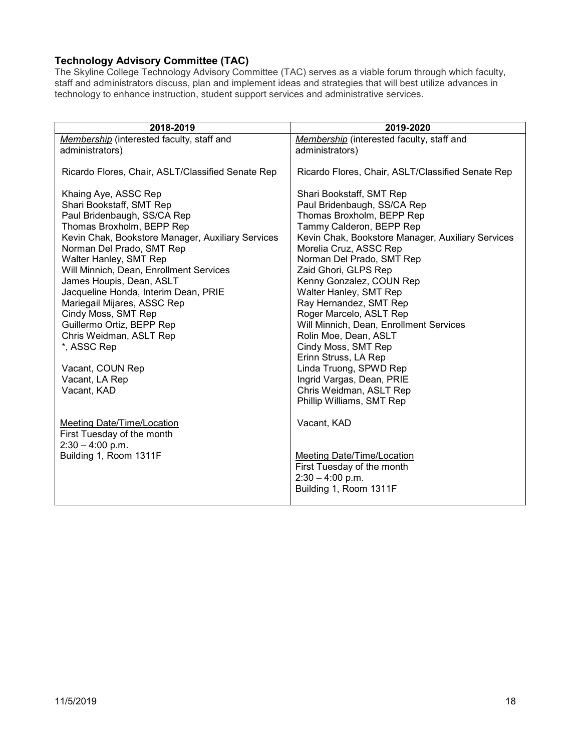### **Technology Advisory Committee (TAC)**

The Skyline College Technology Advisory Committee (TAC) serves as a viable forum through which faculty, staff and administrators discuss, plan and implement ideas and strategies that will best utilize advances in technology to enhance instruction, student support services and administrative services.

| 2018-2019 | 2019-2020 |
|---|---|
| *Membership* (interested faculty, staff and administrators) | *Membership* (interested faculty, staff and administrators) |
| Ricardo Flores, Chair, ASLT/Classified Senate Rep | Ricardo Flores, Chair, ASLT/Classified Senate Rep |
| Khaing Aye, ASSC Rep<br>Shari Bookstaff, SMT Rep<br>Paul Bridenbaugh, SS/CA Rep<br>Thomas Broxholm, BEPP Rep<br>Kevin Chak, Bookstore Manager, Auxiliary Services<br>Norman Del Prado, SMT Rep<br>Walter Hanley, SMT Rep<br>Will Minnich, Dean, Enrollment Services<br>James Houpis, Dean, ASLT<br>Jacqueline Honda, Interim Dean, PRIE<br>Mariegail Mijares, ASSC Rep<br>Cindy Moss, SMT Rep<br>Guillermo Ortiz, BEPP Rep<br>Chris Weidman, ASLT Rep<br>*, ASSC Rep<br><br>Vacant, COUN Rep<br>Vacant, LA Rep<br>Vacant, KAD | Shari Bookstaff, SMT Rep<br>Paul Bridenbaugh, SS/CA Rep<br>Thomas Broxholm, BEPP Rep<br>Tammy Calderon, BEPP Rep<br>Kevin Chak, Bookstore Manager, Auxiliary Services<br>Morelia Cruz, ASSC Rep<br>Norman Del Prado, SMT Rep<br>Zaid Ghori, GLPS Rep<br>Kenny Gonzalez, COUN Rep<br>Walter Hanley, SMT Rep<br>Ray Hernandez, SMT Rep<br>Roger Marcelo, ASLT Rep<br>Will Minnich, Dean, Enrollment Services<br>Rolin Moe, Dean, ASLT<br>Cindy Moss, SMT Rep<br>Erinn Struss, LA Rep<br>Linda Truong, SPWD Rep<br>Ingrid Vargas, Dean, PRIE<br>Chris Weidman, ASLT Rep<br>Phillip Williams, SMT Rep<br><br>Vacant, KAD |
| Meeting Date/Time/Location<br>First Tuesday of the month<br>2:30 – 4:00 p.m.<br>Building 1, Room 1311F | Meeting Date/Time/Location<br>First Tuesday of the month<br>2:30 – 4:00 p.m.<br>Building 1, Room 1311F |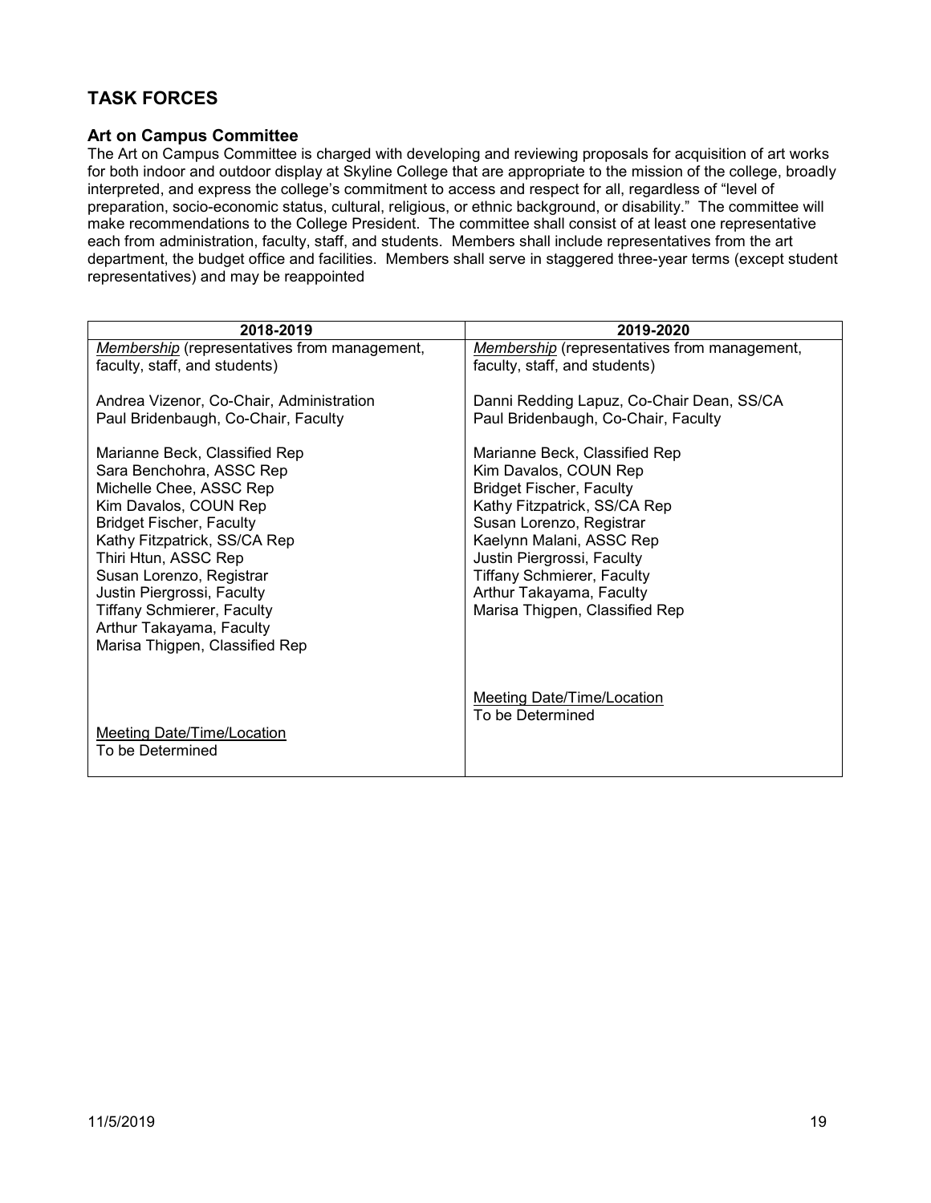## TASK FORCES

### Art on Campus Committee

The Art on Campus Committee is charged with developing and reviewing proposals for acquisition of art works for both indoor and outdoor display at Skyline College that are appropriate to the mission of the college, broadly interpreted, and express the college's commitment to access and respect for all, regardless of "level of preparation, socio-economic status, cultural, religious, or ethnic background, or disability." The committee will make recommendations to the College President. The committee shall consist of at least one representative each from administration, faculty, staff, and students. Members shall include representatives from the art department, the budget office and facilities. Members shall serve in staggered three-year terms (except student representatives) and may be reappointed

| 2018-2019 | 2019-2020 |
|---|---|
| *Membership* (representatives from management, faculty, staff, and students)<br><br>Andrea Vizenor, Co-Chair, Administration<br>Paul Bridenbaugh, Co-Chair, Faculty<br><br>Marianne Beck, Classified Rep<br>Sara Benchohra, ASSC Rep<br>Michelle Chee, ASSC Rep<br>Kim Davalos, COUN Rep<br>Bridget Fischer, Faculty<br>Kathy Fitzpatrick, SS/CA Rep<br>Thiri Htun, ASSC Rep<br>Susan Lorenzo, Registrar<br>Justin Piergrossi, Faculty<br>Tiffany Schmierer, Faculty<br>Arthur Takayama, Faculty<br>Marisa Thigpen, Classified Rep<br><br>Meeting Date/Time/Location<br>To be Determined | *Membership* (representatives from management, faculty, staff, and students)<br><br>Danni Redding Lapuz, Co-Chair Dean, SS/CA<br>Paul Bridenbaugh, Co-Chair, Faculty<br><br>Marianne Beck, Classified Rep<br>Kim Davalos, COUN Rep<br>Bridget Fischer, Faculty<br>Kathy Fitzpatrick, SS/CA Rep<br>Susan Lorenzo, Registrar<br>Kaelynn Malani, ASSC Rep<br>Justin Piergrossi, Faculty<br>Tiffany Schmierer, Faculty<br>Arthur Takayama, Faculty<br>Marisa Thigpen, Classified Rep<br><br>Meeting Date/Time/Location<br>To be Determined |

11/5/2019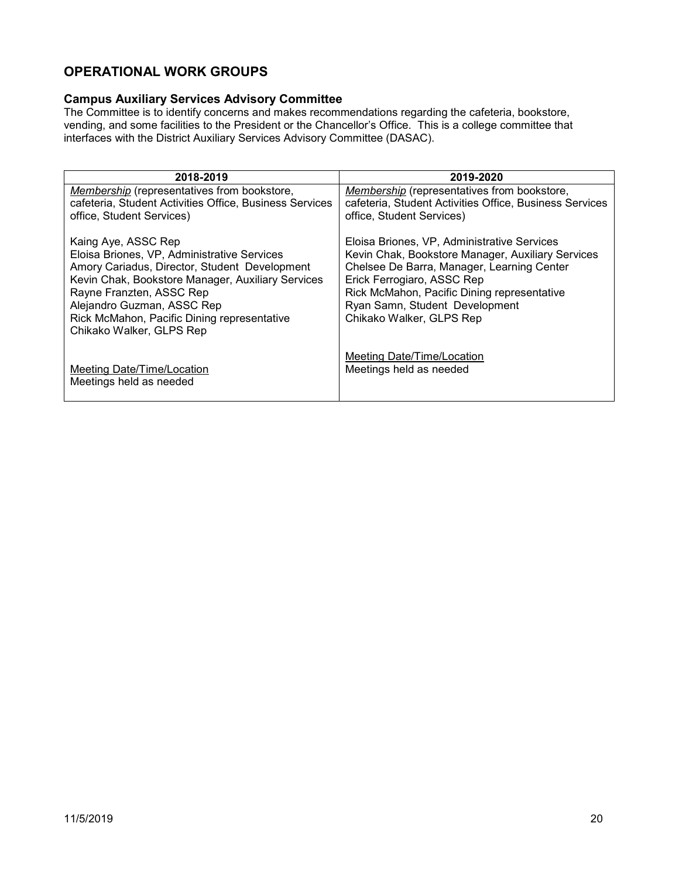## OPERATIONAL WORK GROUPS

### Campus Auxiliary Services Advisory Committee

The Committee is to identify concerns and makes recommendations regarding the cafeteria, bookstore, vending, and some facilities to the President or the Chancellor's Office. This is a college committee that interfaces with the District Auxiliary Services Advisory Committee (DASAC).

| 2018-2019 | 2019-2020 |
| --- | --- |
| *Membership* (representatives from bookstore, cafeteria, Student Activities Office, Business Services office, Student Services)<br><br>Kaing Aye, ASSC Rep<br>Eloisa Briones, VP, Administrative Services<br>Amory Cariadus, Director, Student Development<br>Kevin Chak, Bookstore Manager, Auxiliary Services<br>Rayne Franzten, ASSC Rep<br>Alejandro Guzman, ASSC Rep<br>Rick McMahon, Pacific Dining representative<br>Chikako Walker, GLPS Rep<br><br>Meeting Date/Time/Location<br>Meetings held as needed | *Membership* (representatives from bookstore, cafeteria, Student Activities Office, Business Services office, Student Services)<br><br>Eloisa Briones, VP, Administrative Services<br>Kevin Chak, Bookstore Manager, Auxiliary Services<br>Chelsee De Barra, Manager, Learning Center<br>Erick Ferrogiaro, ASSC Rep<br>Rick McMahon, Pacific Dining representative<br>Ryan Samn, Student Development<br>Chikako Walker, GLPS Rep<br><br>Meeting Date/Time/Location<br>Meetings held as needed |

11/5/2019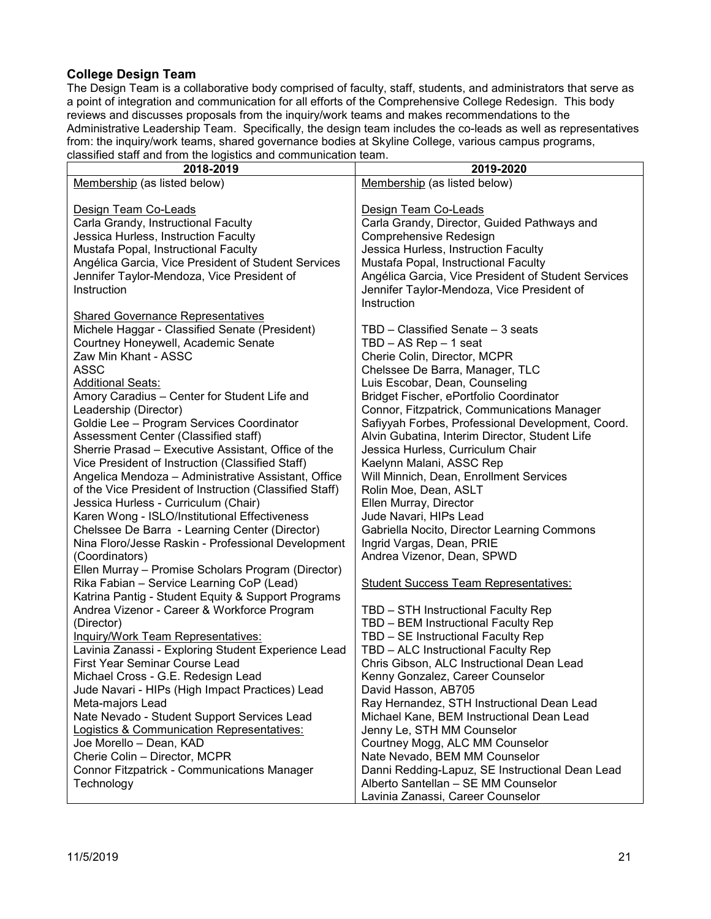## College Design Team

The Design Team is a collaborative body comprised of faculty, staff, students, and administrators that serve as a point of integration and communication for all efforts of the Comprehensive College Redesign. This body reviews and discusses proposals from the inquiry/work teams and makes recommendations to the Administrative Leadership Team. Specifically, the design team includes the co-leads as well as representatives from: the inquiry/work teams, shared governance bodies at Skyline College, various campus programs, classified staff and from the logistics and communication team.

| 2018-2019 | 2019-2020 |
|---|---|
| Membership (as listed below)<br><br>Design Team Co-Leads<br>Carla Grandy, Instructional Faculty<br>Jessica Hurless, Instruction Faculty<br>Mustafa Popal, Instructional Faculty<br>Angélica Garcia, Vice President of Student Services<br>Jennifer Taylor-Mendoza, Vice President of Instruction<br><br>Shared Governance Representatives<br>Michele Haggar - Classified Senate (President)<br>Courtney Honeywell, Academic Senate<br>Zaw Min Khant - ASSC<br>ASSC<br>Additional Seats:<br>Amory Caradius – Center for Student Life and Leadership (Director)<br>Goldie Lee – Program Services Coordinator Assessment Center (Classified staff)<br>Sherrie Prasad – Executive Assistant, Office of the Vice President of Instruction (Classified Staff)<br>Angelica Mendoza – Administrative Assistant, Office of the Vice President of Instruction (Classified Staff)<br>Jessica Hurless - Curriculum (Chair)<br>Karen Wong - ISLO/Institutional Effectiveness<br>Chelssee De Barra - Learning Center (Director)<br>Nina Floro/Jesse Raskin - Professional Development (Coordinators)<br>Ellen Murray – Promise Scholars Program (Director)<br>Rika Fabian – Service Learning CoP (Lead)<br>Katrina Pantig - Student Equity & Support Programs<br>Andrea Vizenor - Career & Workforce Program (Director)<br>Inquiry/Work Team Representatives:<br>Lavinia Zanassi - Exploring Student Experience Lead<br>First Year Seminar Course Lead<br>Michael Cross - G.E. Redesign Lead<br>Jude Navari - HIPs (High Impact Practices) Lead<br>Meta-majors Lead<br>Nate Nevado - Student Support Services Lead<br>Logistics & Communication Representatives:<br>Joe Morello – Dean, KAD<br>Cherie Colin – Director, MCPR<br>Connor Fitzpatrick - Communications Manager<br>Technology | Membership (as listed below)<br><br>Design Team Co-Leads<br>Carla Grandy, Director, Guided Pathways and Comprehensive Redesign<br>Jessica Hurless, Instruction Faculty<br>Mustafa Popal, Instructional Faculty<br>Angélica Garcia, Vice President of Student Services<br>Jennifer Taylor-Mendoza, Vice President of Instruction<br><br>TBD – Classified Senate – 3 seats<br>TBD – AS Rep – 1 seat<br>Cherie Colin, Director, MCPR<br>Chelssee De Barra, Manager, TLC<br>Luis Escobar, Dean, Counseling<br>Bridget Fischer, ePortfolio Coordinator<br>Connor, Fitzpatrick, Communications Manager<br>Safiyyah Forbes, Professional Development, Coord.<br>Alvin Gubatina, Interim Director, Student Life<br>Jessica Hurless, Curriculum Chair<br>Kaelynn Malani, ASSC Rep<br>Will Minnich, Dean, Enrollment Services<br>Rolin Moe, Dean, ASLT<br>Ellen Murray, Director<br>Jude Navari, HIPs Lead<br>Gabriella Nocito, Director Learning Commons<br>Ingrid Vargas, Dean, PRIE<br>Andrea Vizenor, Dean, SPWD<br><br>Student Success Team Representatives:<br><br>TBD – STH Instructional Faculty Rep<br>TBD – BEM Instructional Faculty Rep<br>TBD – SE Instructional Faculty Rep<br>TBD – ALC Instructional Faculty Rep<br>Chris Gibson, ALC Instructional Dean Lead<br>Kenny Gonzalez, Career Counselor<br>David Hasson, AB705<br>Ray Hernandez, STH Instructional Dean Lead<br>Michael Kane, BEM Instructional Dean Lead<br>Jenny Le, STH MM Counselor<br>Courtney Mogg, ALC MM Counselor<br>Nate Nevado, BEM MM Counselor<br>Danni Redding-Lapuz, SE Instructional Dean Lead<br>Alberto Santellan – SE MM Counselor<br>Lavinia Zanassi, Career Counselor |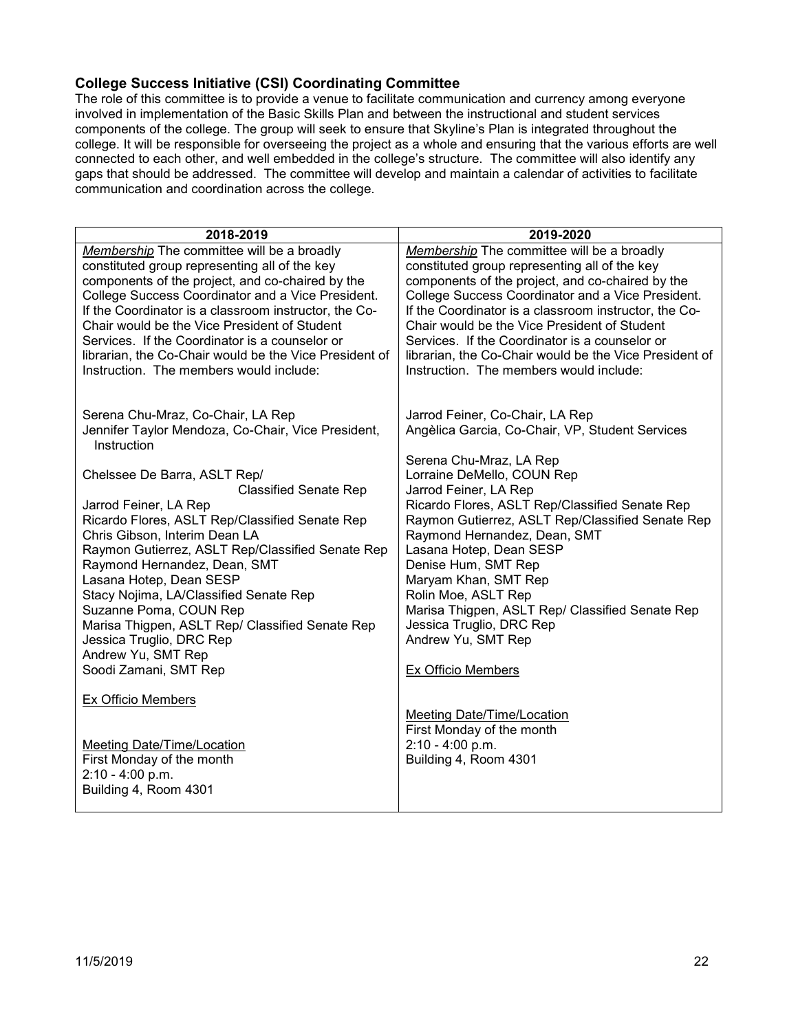### College Success Initiative (CSI) Coordinating Committee

The role of this committee is to provide a venue to facilitate communication and currency among everyone involved in implementation of the Basic Skills Plan and between the instructional and student services components of the college. The group will seek to ensure that Skyline's Plan is integrated throughout the college. It will be responsible for overseeing the project as a whole and ensuring that the various efforts are well connected to each other, and well embedded in the college's structure. The committee will also identify any gaps that should be addressed. The committee will develop and maintain a calendar of activities to facilitate communication and coordination across the college.

| 2018-2019 | 2019-2020 |
|---|---|
| *Membership* The committee will be a broadly constituted group representing all of the key components of the project, and co-chaired by the College Success Coordinator and a Vice President. If the Coordinator is a classroom instructor, the Co-Chair would be the Vice President of Student Services. If the Coordinator is a counselor or librarian, the Co-Chair would be the Vice President of Instruction. The members would include: | *Membership* The committee will be a broadly constituted group representing all of the key components of the project, and co-chaired by the College Success Coordinator and a Vice President. If the Coordinator is a classroom instructor, the Co-Chair would be the Vice President of Student Services. If the Coordinator is a counselor or librarian, the Co-Chair would be the Vice President of Instruction. The members would include: |
| Serena Chu-Mraz, Co-Chair, LA Rep<br>Jennifer Taylor Mendoza, Co-Chair, Vice President, Instruction | Jarrod Feiner, Co-Chair, LA Rep<br>Angèlica Garcia, Co-Chair, VP, Student Services |
| Chelssee De Barra, ASLT Rep/ Classified Senate Rep<br>Jarrod Feiner, LA Rep<br>Ricardo Flores, ASLT Rep/Classified Senate Rep<br>Chris Gibson, Interim Dean LA<br>Raymon Gutierrez, ASLT Rep/Classified Senate Rep<br>Raymond Hernandez, Dean, SMT<br>Lasana Hotep, Dean SESP<br>Stacy Nojima, LA/Classified Senate Rep<br>Suzanne Poma, COUN Rep<br>Marisa Thigpen, ASLT Rep/ Classified Senate Rep<br>Jessica Truglio, DRC Rep<br>Andrew Yu, SMT Rep<br>Soodi Zamani, SMT Rep | Serena Chu-Mraz, LA Rep<br>Lorraine DeMello, COUN Rep<br>Jarrod Feiner, LA Rep<br>Ricardo Flores, ASLT Rep/Classified Senate Rep<br>Raymon Gutierrez, ASLT Rep/Classified Senate Rep<br>Raymond Hernandez, Dean, SMT<br>Lasana Hotep, Dean SESP<br>Denise Hum, SMT Rep<br>Maryam Khan, SMT Rep<br>Rolin Moe, ASLT Rep<br>Marisa Thigpen, ASLT Rep/ Classified Senate Rep<br>Jessica Truglio, DRC Rep<br>Andrew Yu, SMT Rep |
| <u>Ex Officio Members</u> | <u>Ex Officio Members</u> |
| <u>Meeting Date/Time/Location</u><br>First Monday of the month<br>2:10 - 4:00 p.m.<br>Building 4, Room 4301 | <u>Meeting Date/Time/Location</u><br>First Monday of the month<br>2:10 - 4:00 p.m.<br>Building 4, Room 4301 |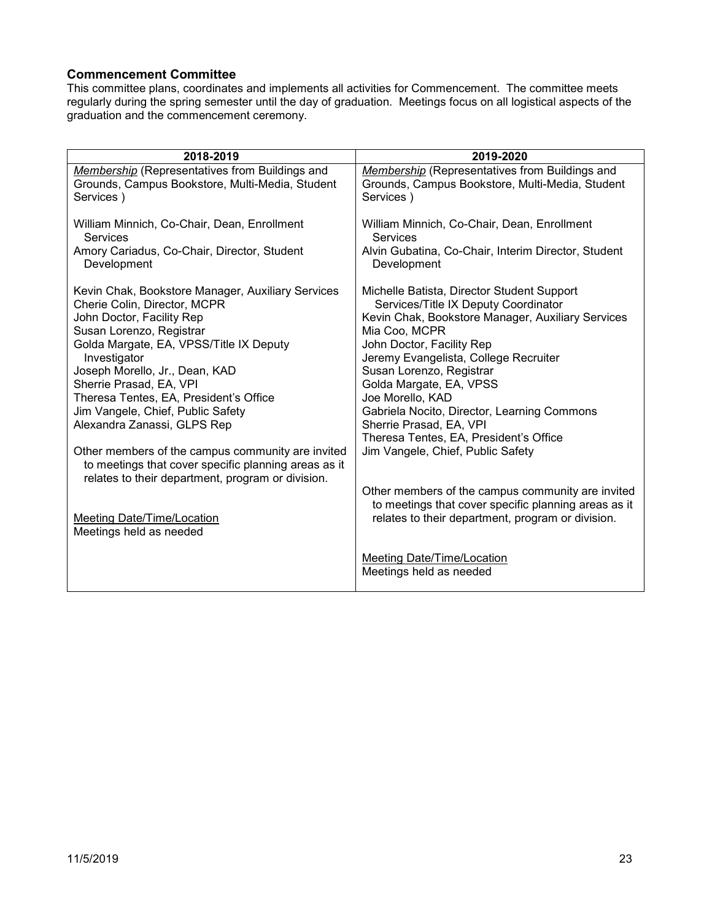### **Commencement Committee**

This committee plans, coordinates and implements all activities for Commencement. The committee meets regularly during the spring semester until the day of graduation. Meetings focus on all logistical aspects of the graduation and the commencement ceremony.

| 2018-2019 | 2019-2020 |
|---|---|
| *Membership* (Representatives from Buildings and Grounds, Campus Bookstore, Multi-Media, Student Services ) | *Membership* (Representatives from Buildings and Grounds, Campus Bookstore, Multi-Media, Student Services ) |
| William Minnich, Co-Chair, Dean, Enrollment Services<br>Amory Cariadus, Co-Chair, Director, Student Development | William Minnich, Co-Chair, Dean, Enrollment Services<br>Alvin Gubatina, Co-Chair, Interim Director, Student Development |
| Kevin Chak, Bookstore Manager, Auxiliary Services<br>Cherie Colin, Director, MCPR<br>John Doctor, Facility Rep<br>Susan Lorenzo, Registrar<br>Golda Margate, EA, VPSS/Title IX Deputy Investigator<br>Joseph Morello, Jr., Dean, KAD<br>Sherrie Prasad, EA, VPI<br>Theresa Tentes, EA, President's Office<br>Jim Vangele, Chief, Public Safety<br>Alexandra Zanassi, GLPS Rep | Michelle Batista, Director Student Support Services/Title IX Deputy Coordinator<br>Kevin Chak, Bookstore Manager, Auxiliary Services<br>Mia Coo, MCPR<br>John Doctor, Facility Rep<br>Jeremy Evangelista, College Recruiter<br>Susan Lorenzo, Registrar<br>Golda Margate, EA, VPSS<br>Joe Morello, KAD<br>Gabriela Nocito, Director, Learning Commons<br>Sherrie Prasad, EA, VPI<br>Theresa Tentes, EA, President's Office<br>Jim Vangele, Chief, Public Safety |
| Other members of the campus community are invited to meetings that cover specific planning areas as it relates to their department, program or division. | Other members of the campus community are invited to meetings that cover specific planning areas as it relates to their department, program or division. |
| Meeting Date/Time/Location<br>Meetings held as needed | Meeting Date/Time/Location<br>Meetings held as needed |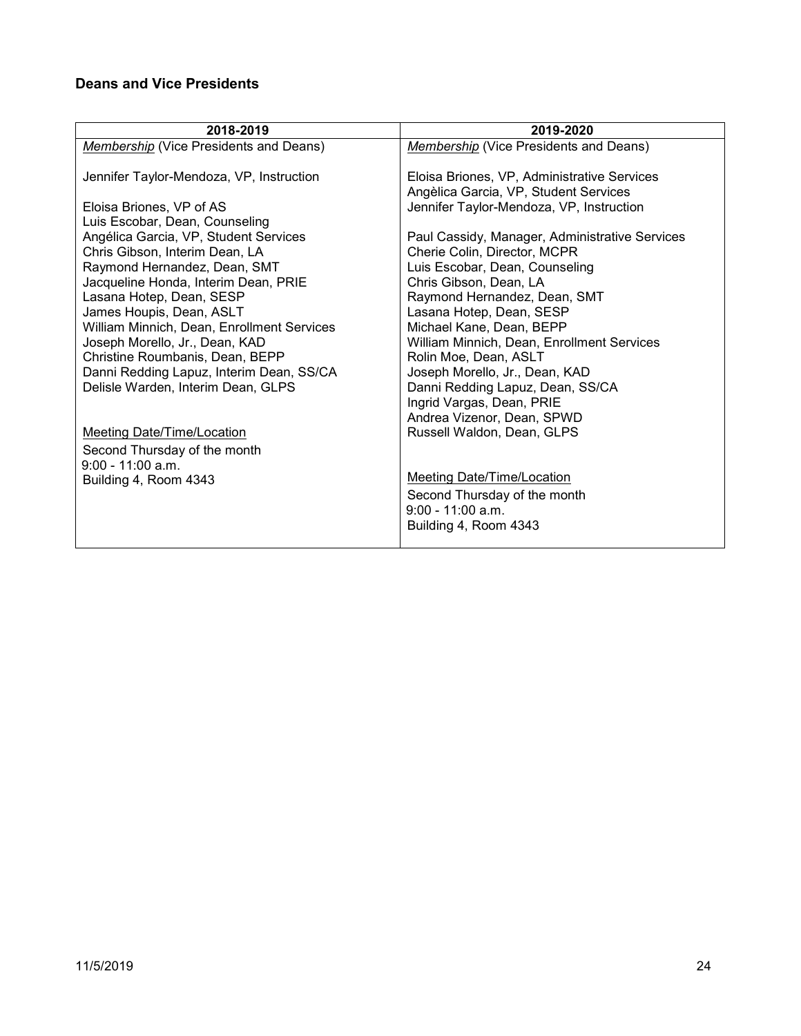### Deans and Vice Presidents

| 2018-2019 | 2019-2020 |
|---|---|
| *Membership* (Vice Presidents and Deans)<br><br>Jennifer Taylor-Mendoza, VP, Instruction<br><br>Eloisa Briones, VP of AS<br>Luis Escobar, Dean, Counseling<br>Angélica Garcia, VP, Student Services<br>Chris Gibson, Interim Dean, LA<br>Raymond Hernandez, Dean, SMT<br>Jacqueline Honda, Interim Dean, PRIE<br>Lasana Hotep, Dean, SESP<br>James Houpis, Dean, ASLT<br>William Minnich, Dean, Enrollment Services<br>Joseph Morello, Jr., Dean, KAD<br>Christine Roumbanis, Dean, BEPP<br>Danni Redding Lapuz, Interim Dean, SS/CA<br>Delisle Warden, Interim Dean, GLPS<br><br>Meeting Date/Time/Location<br>Second Thursday of the month<br>9:00 - 11:00 a.m.<br>Building 4, Room 4343 | *Membership* (Vice Presidents and Deans)<br><br>Eloisa Briones, VP, Administrative Services<br>Angèlica Garcia, VP, Student Services<br>Jennifer Taylor-Mendoza, VP, Instruction<br><br>Paul Cassidy, Manager, Administrative Services<br>Cherie Colin, Director, MCPR<br>Luis Escobar, Dean, Counseling<br>Chris Gibson, Dean, LA<br>Raymond Hernandez, Dean, SMT<br>Lasana Hotep, Dean, SESP<br>Michael Kane, Dean, BEPP<br>William Minnich, Dean, Enrollment Services<br>Rolin Moe, Dean, ASLT<br>Joseph Morello, Jr., Dean, KAD<br>Danni Redding Lapuz, Dean, SS/CA<br>Ingrid Vargas, Dean, PRIE<br>Andrea Vizenor, Dean, SPWD<br>Russell Waldon, Dean, GLPS<br><br>Meeting Date/Time/Location<br>Second Thursday of the month<br>9:00 - 11:00 a.m.<br>Building 4, Room 4343 |

11/5/2019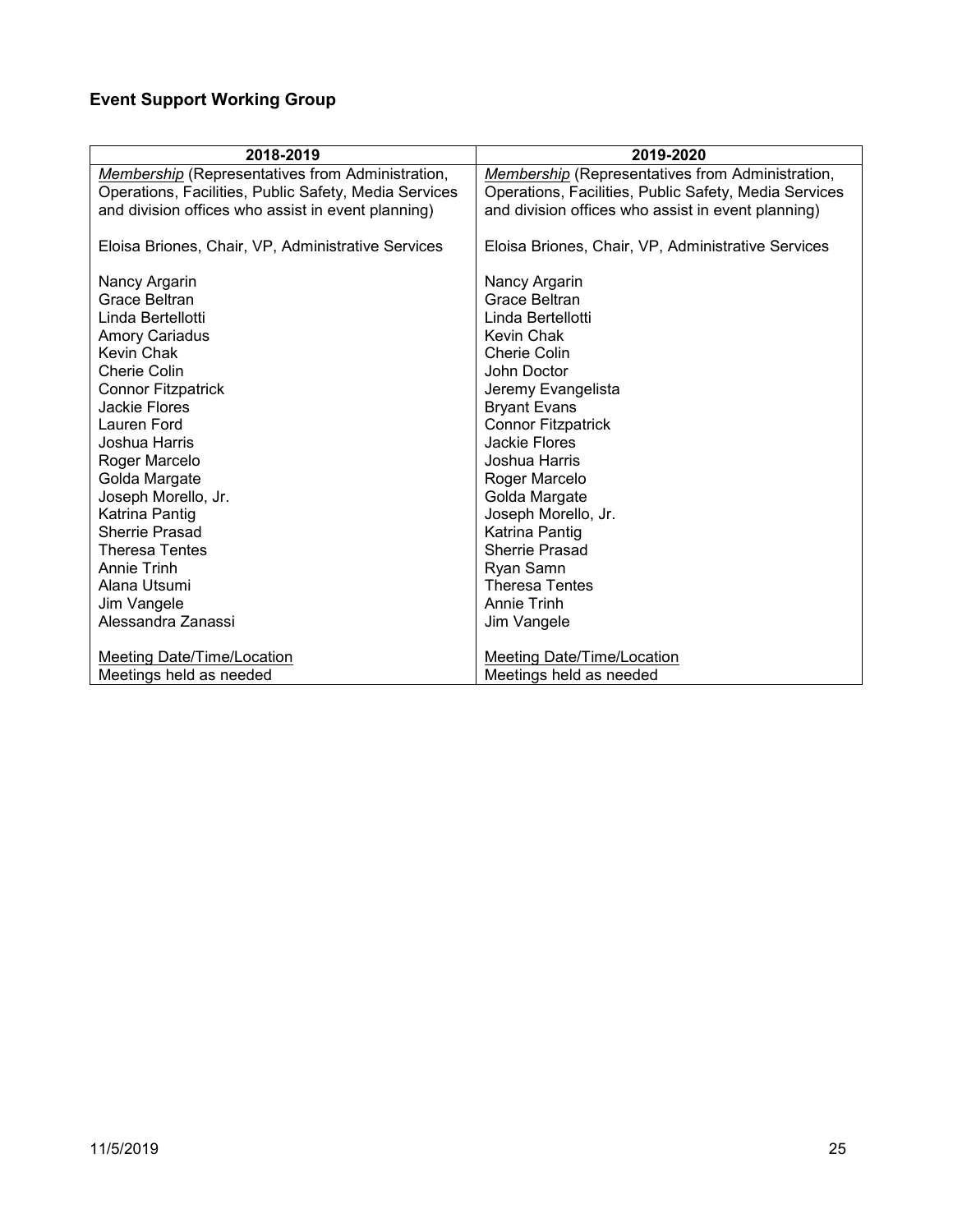**Event Support Working Group**

| 2018-2019 | 2019-2020 |
|---|---|
| *Membership* (Representatives from Administration, Operations, Facilities, Public Safety, Media Services and division offices who assist in event planning)<br><br>Eloisa Briones, Chair, VP, Administrative Services<br><br>Nancy Argarin<br>Grace Beltran<br>Linda Bertellotti<br>Amory Cariadus<br>Kevin Chak<br>Cherie Colin<br>Connor Fitzpatrick<br>Jackie Flores<br>Lauren Ford<br>Joshua Harris<br>Roger Marcelo<br>Golda Margate<br>Joseph Morello, Jr.<br>Katrina Pantig<br>Sherrie Prasad<br>Theresa Tentes<br>Annie Trinh<br>Alana Utsumi<br>Jim Vangele<br>Alessandra Zanassi<br><br>Meeting Date/Time/Location<br>Meetings held as needed | *Membership* (Representatives from Administration, Operations, Facilities, Public Safety, Media Services and division offices who assist in event planning)<br><br>Eloisa Briones, Chair, VP, Administrative Services<br><br>Nancy Argarin<br>Grace Beltran<br>Linda Bertellotti<br>Kevin Chak<br>Cherie Colin<br>John Doctor<br>Jeremy Evangelista<br>Bryant Evans<br>Connor Fitzpatrick<br>Jackie Flores<br>Joshua Harris<br>Roger Marcelo<br>Golda Margate<br>Joseph Morello, Jr.<br>Katrina Pantig<br>Sherrie Prasad<br>Ryan Samn<br>Theresa Tentes<br>Annie Trinh<br>Jim Vangele<br><br>Meeting Date/Time/Location<br>Meetings held as needed |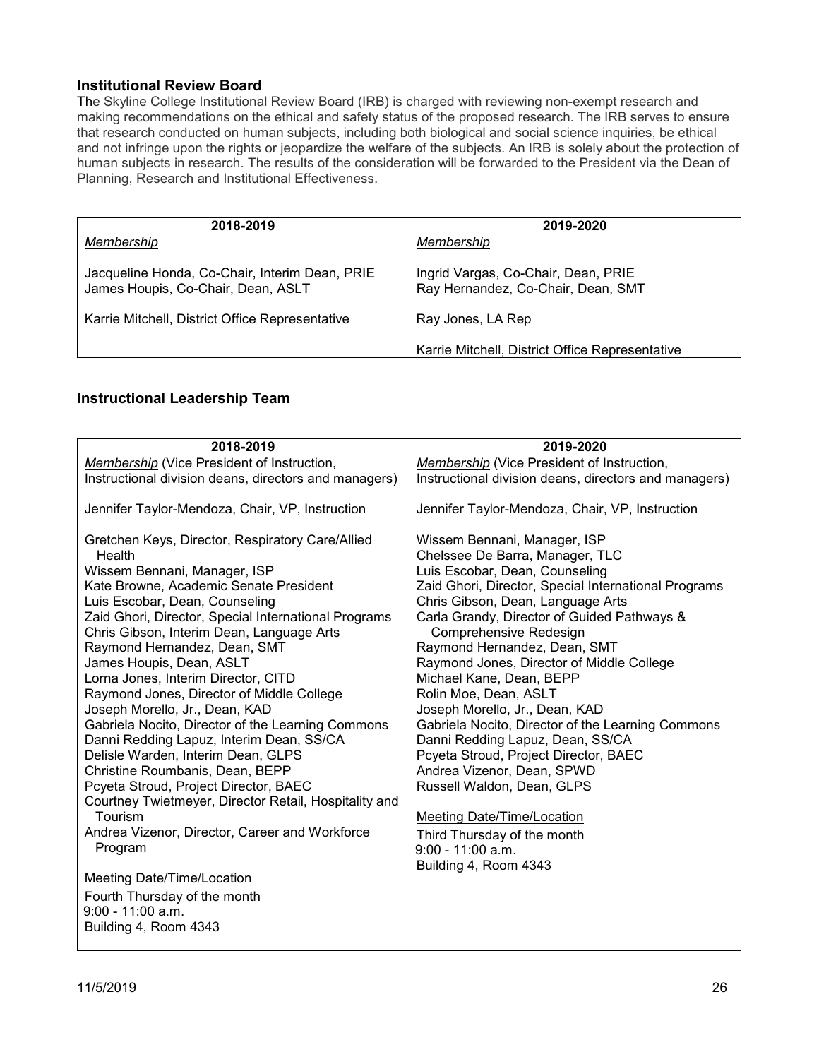## Institutional Review Board

The Skyline College Institutional Review Board (IRB) is charged with reviewing non-exempt research and making recommendations on the ethical and safety status of the proposed research. The IRB serves to ensure that research conducted on human subjects, including both biological and social science inquiries, be ethical and not infringe upon the rights or jeopardize the welfare of the subjects. An IRB is solely about the protection of human subjects in research. The results of the consideration will be forwarded to the President via the Dean of Planning, Research and Institutional Effectiveness.

| 2018-2019 | 2019-2020 |
|---|---|
| *Membership*<br><br>Jacqueline Honda, Co-Chair, Interim Dean, PRIE<br>James Houpis, Co-Chair, Dean, ASLT<br><br>Karrie Mitchell, District Office Representative | *Membership*<br><br>Ingrid Vargas, Co-Chair, Dean, PRIE<br>Ray Hernandez, Co-Chair, Dean, SMT<br><br>Ray Jones, LA Rep<br><br>Karrie Mitchell, District Office Representative |

## Instructional Leadership Team

| 2018-2019 | 2019-2020 |
|---|---|
| *Membership* (Vice President of Instruction, Instructional division deans, directors and managers)<br><br>Jennifer Taylor-Mendoza, Chair, VP, Instruction<br><br>Gretchen Keys, Director, Respiratory Care/Allied Health<br>Wissem Bennani, Manager, ISP<br>Kate Browne, Academic Senate President<br>Luis Escobar, Dean, Counseling<br>Zaid Ghori, Director, Special International Programs<br>Chris Gibson, Interim Dean, Language Arts<br>Raymond Hernandez, Dean, SMT<br>James Houpis, Dean, ASLT<br>Lorna Jones, Interim Director, CITD<br>Raymond Jones, Director of Middle College<br>Joseph Morello, Jr., Dean, KAD<br>Gabriela Nocito, Director of the Learning Commons<br>Danni Redding Lapuz, Interim Dean, SS/CA<br>Delisle Warden, Interim Dean, GLPS<br>Christine Roumbanis, Dean, BEPP<br>Pcyeta Stroud, Project Director, BAEC<br>Courtney Twietmeyer, Director Retail, Hospitality and Tourism<br>Andrea Vizenor, Director, Career and Workforce Program<br><br>Meeting Date/Time/Location<br>Fourth Thursday of the month<br>9:00 - 11:00 a.m.<br>Building 4, Room 4343 | *Membership* (Vice President of Instruction, Instructional division deans, directors and managers)<br><br>Jennifer Taylor-Mendoza, Chair, VP, Instruction<br><br>Wissem Bennani, Manager, ISP<br>Chelssee De Barra, Manager, TLC<br>Luis Escobar, Dean, Counseling<br>Zaid Ghori, Director, Special International Programs<br>Chris Gibson, Dean, Language Arts<br>Carla Grandy, Director of Guided Pathways & Comprehensive Redesign<br>Raymond Hernandez, Dean, SMT<br>Raymond Jones, Director of Middle College<br>Michael Kane, Dean, BEPP<br>Rolin Moe, Dean, ASLT<br>Joseph Morello, Jr., Dean, KAD<br>Gabriela Nocito, Director of the Learning Commons<br>Danni Redding Lapuz, Dean, SS/CA<br>Pcyeta Stroud, Project Director, BAEC<br>Andrea Vizenor, Dean, SPWD<br>Russell Waldon, Dean, GLPS<br><br>Meeting Date/Time/Location<br>Third Thursday of the month<br>9:00 - 11:00 a.m.<br>Building 4, Room 4343 |

11/5/2019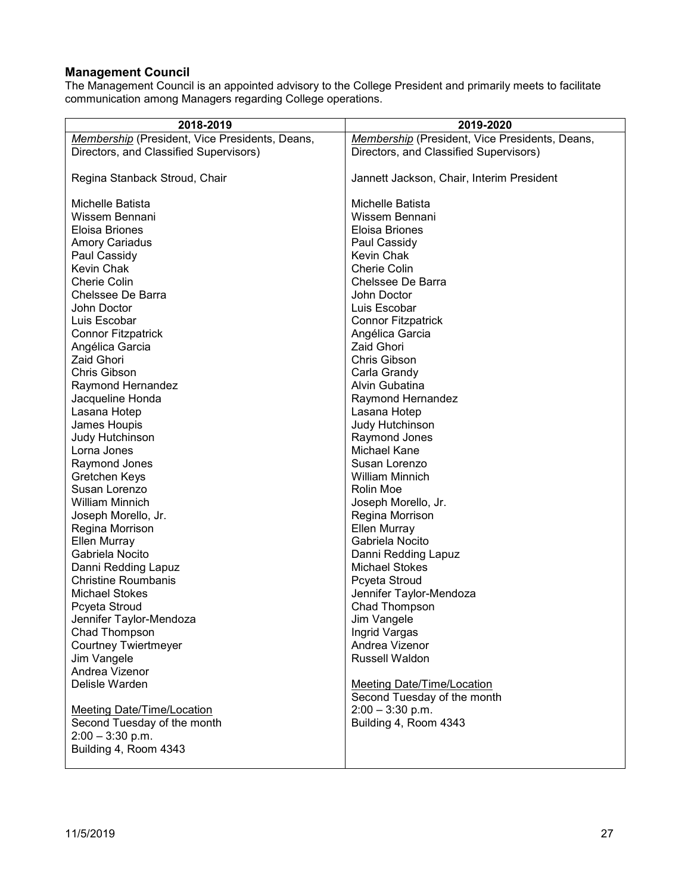## Management Council

The Management Council is an appointed advisory to the College President and primarily meets to facilitate communication among Managers regarding College operations.

| 2018-2019 | 2019-2020 |
|---|---|
| *Membership* (President, Vice Presidents, Deans, Directors, and Classified Supervisors)<br><br>Regina Stanback Stroud, Chair<br><br>Michelle Batista<br>Wissem Bennani<br>Eloisa Briones<br>Amory Cariadus<br>Paul Cassidy<br>Kevin Chak<br>Cherie Colin<br>Chelssee De Barra<br>John Doctor<br>Luis Escobar<br>Connor Fitzpatrick<br>Angélica Garcia<br>Zaid Ghori<br>Chris Gibson<br>Raymond Hernandez<br>Jacqueline Honda<br>Lasana Hotep<br>James Houpis<br>Judy Hutchinson<br>Lorna Jones<br>Raymond Jones<br>Gretchen Keys<br>Susan Lorenzo<br>William Minnich<br>Joseph Morello, Jr.<br>Regina Morrison<br>Ellen Murray<br>Gabriela Nocito<br>Danni Redding Lapuz<br>Christine Roumbanis<br>Michael Stokes<br>Pcyeta Stroud<br>Jennifer Taylor-Mendoza<br>Chad Thompson<br>Courtney Twiertmeyer<br>Jim Vangele<br>Andrea Vizenor<br>Delisle Warden<br><br>Meeting Date/Time/Location<br>Second Tuesday of the month<br>2:00 – 3:30 p.m.<br>Building 4, Room 4343 | *Membership* (President, Vice Presidents, Deans, Directors, and Classified Supervisors)<br><br>Jannett Jackson, Chair, Interim President<br><br>Michelle Batista<br>Wissem Bennani<br>Eloisa Briones<br>Paul Cassidy<br>Kevin Chak<br>Cherie Colin<br>Chelssee De Barra<br>John Doctor<br>Luis Escobar<br>Connor Fitzpatrick<br>Angélica Garcia<br>Zaid Ghori<br>Chris Gibson<br>Carla Grandy<br>Alvin Gubatina<br>Raymond Hernandez<br>Lasana Hotep<br>Judy Hutchinson<br>Raymond Jones<br>Michael Kane<br>Susan Lorenzo<br>William Minnich<br>Rolin Moe<br>Joseph Morello, Jr.<br>Regina Morrison<br>Ellen Murray<br>Gabriela Nocito<br>Danni Redding Lapuz<br>Michael Stokes<br>Pcyeta Stroud<br>Jennifer Taylor-Mendoza<br>Chad Thompson<br>Jim Vangele<br>Ingrid Vargas<br>Andrea Vizenor<br>Russell Waldon<br><br>Meeting Date/Time/Location<br>Second Tuesday of the month<br>2:00 – 3:30 p.m.<br>Building 4, Room 4343 |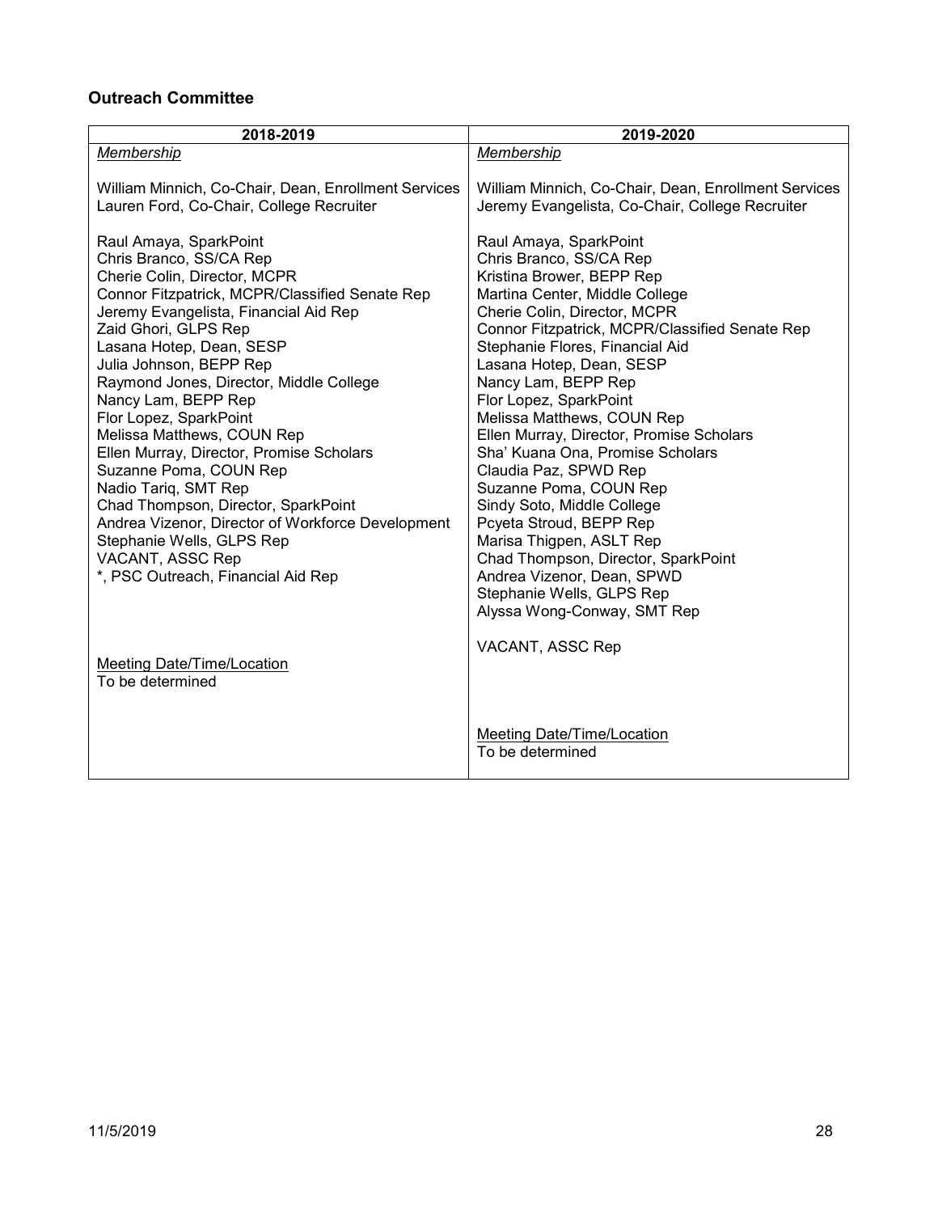### Outreach Committee

| 2018-2019 | 2019-2020 |
|---|---|
| *Membership*<br><br>William Minnich, Co-Chair, Dean, Enrollment Services<br>Lauren Ford, Co-Chair, College Recruiter<br><br>Raul Amaya, SparkPoint<br>Chris Branco, SS/CA Rep<br>Cherie Colin, Director, MCPR<br>Connor Fitzpatrick, MCPR/Classified Senate Rep<br>Jeremy Evangelista, Financial Aid Rep<br>Zaid Ghori, GLPS Rep<br>Lasana Hotep, Dean, SESP<br>Julia Johnson, BEPP Rep<br>Raymond Jones, Director, Middle College<br>Nancy Lam, BEPP Rep<br>Flor Lopez, SparkPoint<br>Melissa Matthews, COUN Rep<br>Ellen Murray, Director, Promise Scholars<br>Suzanne Poma, COUN Rep<br>Nadio Tariq, SMT Rep<br>Chad Thompson, Director, SparkPoint<br>Andrea Vizenor, Director of Workforce Development<br>Stephanie Wells, GLPS Rep<br>VACANT, ASSC Rep<br>*, PSC Outreach, Financial Aid Rep<br><br>Meeting Date/Time/Location<br>To be determined | *Membership*<br><br>William Minnich, Co-Chair, Dean, Enrollment Services<br>Jeremy Evangelista, Co-Chair, College Recruiter<br><br>Raul Amaya, SparkPoint<br>Chris Branco, SS/CA Rep<br>Kristina Brower, BEPP Rep<br>Martina Center, Middle College<br>Cherie Colin, Director, MCPR<br>Connor Fitzpatrick, MCPR/Classified Senate Rep<br>Stephanie Flores, Financial Aid<br>Lasana Hotep, Dean, SESP<br>Nancy Lam, BEPP Rep<br>Flor Lopez, SparkPoint<br>Melissa Matthews, COUN Rep<br>Ellen Murray, Director, Promise Scholars<br>Sha' Kuana Ona, Promise Scholars<br>Claudia Paz, SPWD Rep<br>Suzanne Poma, COUN Rep<br>Sindy Soto, Middle College<br>Pcyeta Stroud, BEPP Rep<br>Marisa Thigpen, ASLT Rep<br>Chad Thompson, Director, SparkPoint<br>Andrea Vizenor, Dean, SPWD<br>Stephanie Wells, GLPS Rep<br>Alyssa Wong-Conway, SMT Rep<br><br>VACANT, ASSC Rep<br><br>Meeting Date/Time/Location<br>To be determined |

11/5/2019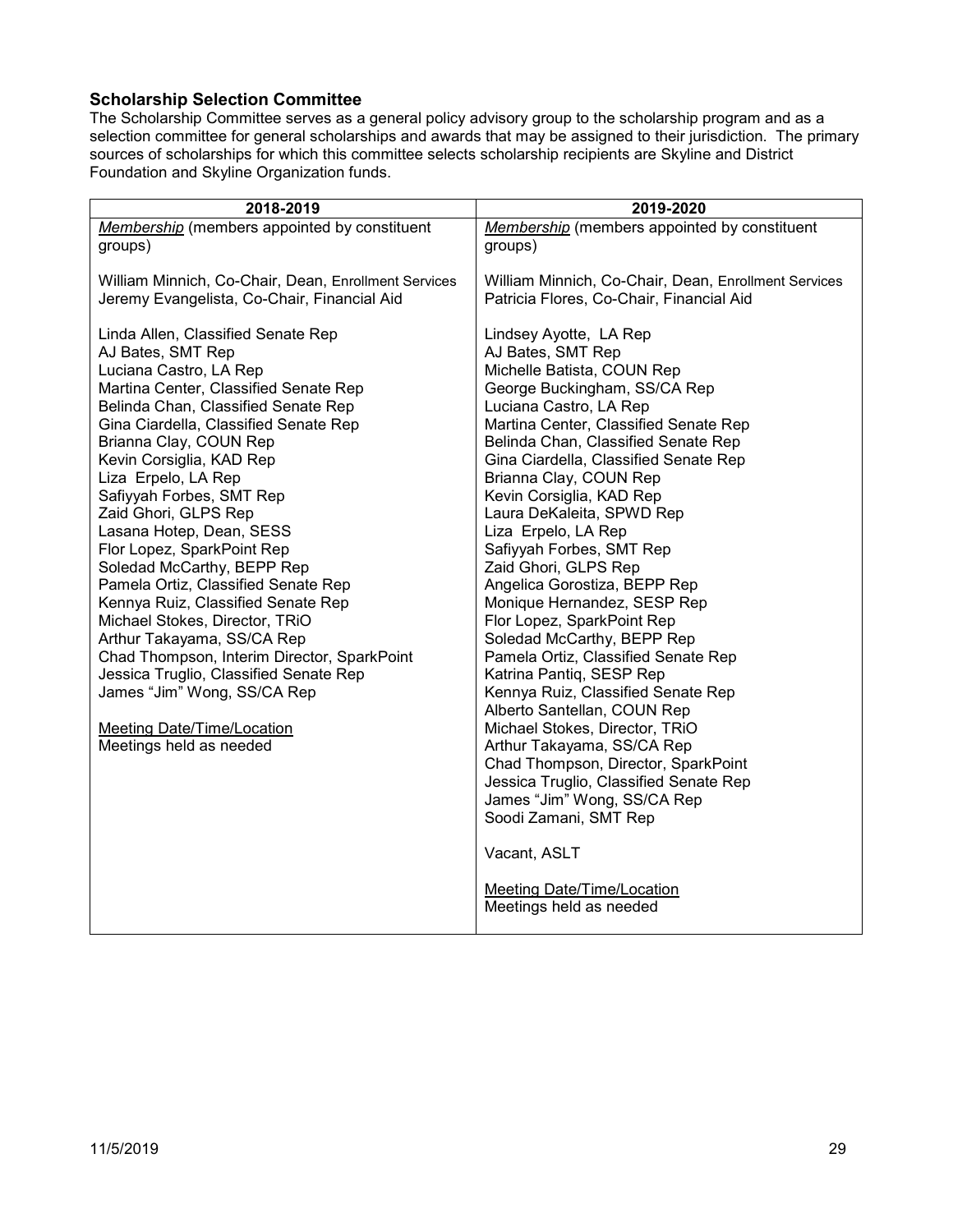### Scholarship Selection Committee

The Scholarship Committee serves as a general policy advisory group to the scholarship program and as a selection committee for general scholarships and awards that may be assigned to their jurisdiction. The primary sources of scholarships for which this committee selects scholarship recipients are Skyline and District Foundation and Skyline Organization funds.

| 2018-2019 | 2019-2020 |
|---|---|
| <u>Membership</u> (members appointed by constituent groups)<br><br>William Minnich, Co-Chair, Dean, Enrollment Services<br>Jeremy Evangelista, Co-Chair, Financial Aid<br><br>Linda Allen, Classified Senate Rep<br>AJ Bates, SMT Rep<br>Luciana Castro, LA Rep<br>Martina Center, Classified Senate Rep<br>Belinda Chan, Classified Senate Rep<br>Gina Ciardella, Classified Senate Rep<br>Brianna Clay, COUN Rep<br>Kevin Corsiglia, KAD Rep<br>Liza Erpelo, LA Rep<br>Safiyyah Forbes, SMT Rep<br>Zaid Ghori, GLPS Rep<br>Lasana Hotep, Dean, SESS<br>Flor Lopez, SparkPoint Rep<br>Soledad McCarthy, BEPP Rep<br>Pamela Ortiz, Classified Senate Rep<br>Kennya Ruiz, Classified Senate Rep<br>Michael Stokes, Director, TRiO<br>Arthur Takayama, SS/CA Rep<br>Chad Thompson, Interim Director, SparkPoint<br>Jessica Truglio, Classified Senate Rep<br>James "Jim" Wong, SS/CA Rep<br><br><u>Meeting Date/Time/Location</u><br>Meetings held as needed | <u>Membership</u> (members appointed by constituent groups)<br><br>William Minnich, Co-Chair, Dean, Enrollment Services<br>Patricia Flores, Co-Chair, Financial Aid<br><br>Lindsey Ayotte, LA Rep<br>AJ Bates, SMT Rep<br>Michelle Batista, COUN Rep<br>George Buckingham, SS/CA Rep<br>Luciana Castro, LA Rep<br>Martina Center, Classified Senate Rep<br>Belinda Chan, Classified Senate Rep<br>Gina Ciardella, Classified Senate Rep<br>Brianna Clay, COUN Rep<br>Kevin Corsiglia, KAD Rep<br>Laura DeKaleita, SPWD Rep<br>Liza Erpelo, LA Rep<br>Safiyyah Forbes, SMT Rep<br>Zaid Ghori, GLPS Rep<br>Angelica Gorostiza, BEPP Rep<br>Monique Hernandez, SESP Rep<br>Flor Lopez, SparkPoint Rep<br>Soledad McCarthy, BEPP Rep<br>Pamela Ortiz, Classified Senate Rep<br>Katrina Pantiq, SESP Rep<br>Kennya Ruiz, Classified Senate Rep<br>Alberto Santellan, COUN Rep<br>Michael Stokes, Director, TRiO<br>Arthur Takayama, SS/CA Rep<br>Chad Thompson, Director, SparkPoint<br>Jessica Truglio, Classified Senate Rep<br>James "Jim" Wong, SS/CA Rep<br>Soodi Zamani, SMT Rep<br><br>Vacant, ASLT<br><br><u>Meeting Date/Time/Location</u><br>Meetings held as needed |

11/5/2019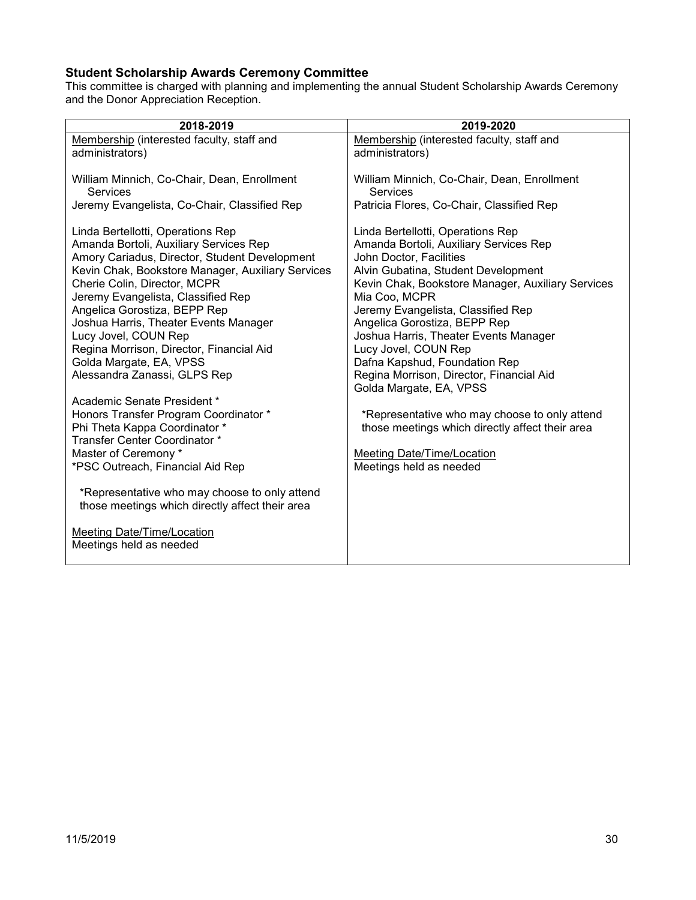### Student Scholarship Awards Ceremony Committee

This committee is charged with planning and implementing the annual Student Scholarship Awards Ceremony and the Donor Appreciation Reception.

| 2018-2019 | 2019-2020 |
|---|---|
| <u>Membership</u> (interested faculty, staff and administrators)<br><br>William Minnich, Co-Chair, Dean, Enrollment Services<br>Jeremy Evangelista, Co-Chair, Classified Rep<br><br>Linda Bertellotti, Operations Rep<br>Amanda Bortoli, Auxiliary Services Rep<br>Amory Cariadus, Director, Student Development<br>Kevin Chak, Bookstore Manager, Auxiliary Services<br>Cherie Colin, Director, MCPR<br>Jeremy Evangelista, Classified Rep<br>Angelica Gorostiza, BEPP Rep<br>Joshua Harris, Theater Events Manager<br>Lucy Jovel, COUN Rep<br>Regina Morrison, Director, Financial Aid<br>Golda Margate, EA, VPSS<br>Alessandra Zanassi, GLPS Rep<br><br>Academic Senate President *<br>Honors Transfer Program Coordinator *<br>Phi Theta Kappa Coordinator *<br>Transfer Center Coordinator *<br>Master of Ceremony *<br>*PSC Outreach, Financial Aid Rep<br><br>*Representative who may choose to only attend those meetings which directly affect their area<br><br><u>Meeting Date/Time/Location</u><br>Meetings held as needed | <u>Membership</u> (interested faculty, staff and administrators)<br><br>William Minnich, Co-Chair, Dean, Enrollment Services<br>Patricia Flores, Co-Chair, Classified Rep<br><br>Linda Bertellotti, Operations Rep<br>Amanda Bortoli, Auxiliary Services Rep<br>John Doctor, Facilities<br>Alvin Gubatina, Student Development<br>Kevin Chak, Bookstore Manager, Auxiliary Services<br>Mia Coo, MCPR<br>Jeremy Evangelista, Classified Rep<br>Angelica Gorostiza, BEPP Rep<br>Joshua Harris, Theater Events Manager<br>Lucy Jovel, COUN Rep<br>Dafna Kapshud, Foundation Rep<br>Regina Morrison, Director, Financial Aid<br>Golda Margate, EA, VPSS<br><br>*Representative who may choose to only attend those meetings which directly affect their area<br><br><u>Meeting Date/Time/Location</u><br>Meetings held as needed |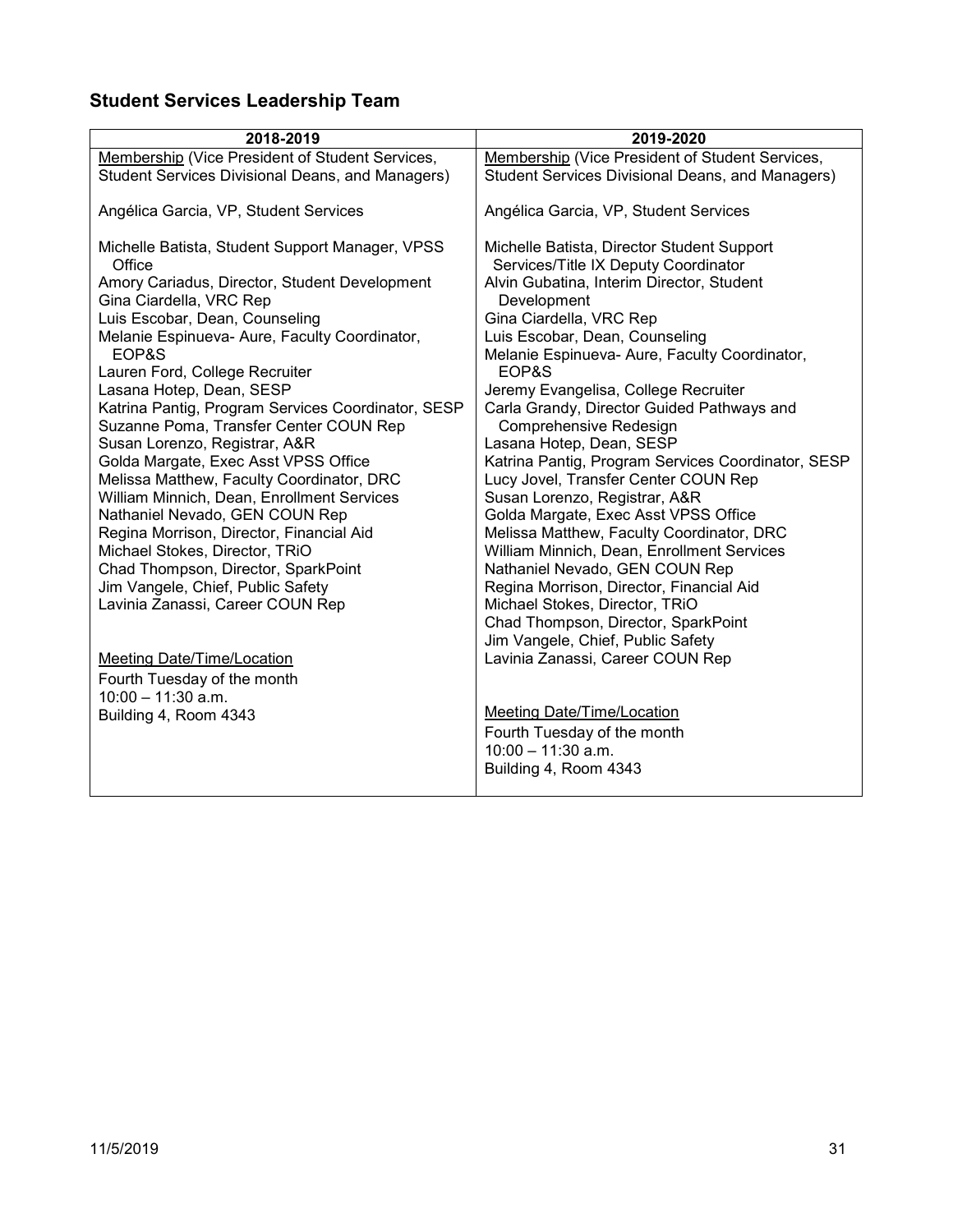## Student Services Leadership Team

| 2018-2019 | 2019-2020 |
| --- | --- |
| Membership (Vice President of Student Services, Student Services Divisional Deans, and Managers)<br><br>Angélica Garcia, VP, Student Services<br><br>Michelle Batista, Student Support Manager, VPSS Office<br>Amory Cariadus, Director, Student Development<br>Gina Ciardella, VRC Rep<br>Luis Escobar, Dean, Counseling<br>Melanie Espinueva- Aure, Faculty Coordinator, EOP&S<br>Lauren Ford, College Recruiter<br>Lasana Hotep, Dean, SESP<br>Katrina Pantig, Program Services Coordinator, SESP<br>Suzanne Poma, Transfer Center COUN Rep<br>Susan Lorenzo, Registrar, A&R<br>Golda Margate, Exec Asst VPSS Office<br>Melissa Matthew, Faculty Coordinator, DRC<br>William Minnich, Dean, Enrollment Services<br>Nathaniel Nevado, GEN COUN Rep<br>Regina Morrison, Director, Financial Aid<br>Michael Stokes, Director, TRiO<br>Chad Thompson, Director, SparkPoint<br>Jim Vangele, Chief, Public Safety<br>Lavinia Zanassi, Career COUN Rep<br><br>Meeting Date/Time/Location<br>Fourth Tuesday of the month<br>10:00 – 11:30 a.m.<br>Building 4, Room 4343 | Membership (Vice President of Student Services, Student Services Divisional Deans, and Managers)<br><br>Angélica Garcia, VP, Student Services<br><br>Michelle Batista, Director Student Support Services/Title IX Deputy Coordinator<br>Alvin Gubatina, Interim Director, Student Development<br>Gina Ciardella, VRC Rep<br>Luis Escobar, Dean, Counseling<br>Melanie Espinueva- Aure, Faculty Coordinator, EOP&S<br>Jeremy Evangelisa, College Recruiter<br>Carla Grandy, Director Guided Pathways and Comprehensive Redesign<br>Lasana Hotep, Dean, SESP<br>Katrina Pantig, Program Services Coordinator, SESP<br>Lucy Jovel, Transfer Center COUN Rep<br>Susan Lorenzo, Registrar, A&R<br>Golda Margate, Exec Asst VPSS Office<br>Melissa Matthew, Faculty Coordinator, DRC<br>William Minnich, Dean, Enrollment Services<br>Nathaniel Nevado, GEN COUN Rep<br>Regina Morrison, Director, Financial Aid<br>Michael Stokes, Director, TRiO<br>Chad Thompson, Director, SparkPoint<br>Jim Vangele, Chief, Public Safety<br>Lavinia Zanassi, Career COUN Rep<br><br>Meeting Date/Time/Location<br>Fourth Tuesday of the month<br>10:00 – 11:30 a.m.<br>Building 4, Room 4343 |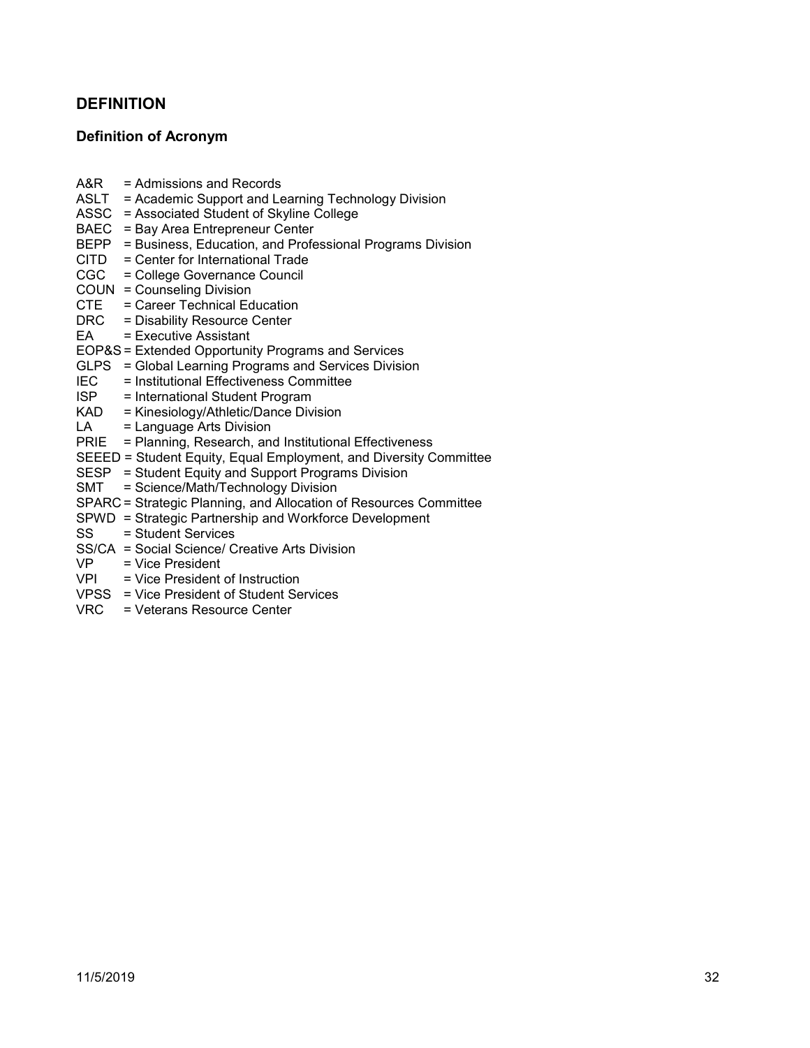## DEFINITION

### Definition of Acronym

A&R = Admissions and Records
ASLT = Academic Support and Learning Technology Division
ASSC = Associated Student of Skyline College
BAEC = Bay Area Entrepreneur Center
BEPP = Business, Education, and Professional Programs Division
CITD = Center for International Trade
CGC = College Governance Council
COUN = Counseling Division
CTE = Career Technical Education
DRC = Disability Resource Center
EA = Executive Assistant
EOP&S = Extended Opportunity Programs and Services
GLPS = Global Learning Programs and Services Division
IEC = Institutional Effectiveness Committee
ISP = International Student Program
KAD = Kinesiology/Athletic/Dance Division
LA = Language Arts Division
PRIE = Planning, Research, and Institutional Effectiveness
SEEED = Student Equity, Equal Employment, and Diversity Committee
SESP = Student Equity and Support Programs Division
SMT = Science/Math/Technology Division
SPARC = Strategic Planning, and Allocation of Resources Committee
SPWD = Strategic Partnership and Workforce Development
SS = Student Services
SS/CA = Social Science/ Creative Arts Division
VP = Vice President
VPI = Vice President of Instruction
VPSS = Vice President of Student Services
VRC = Veterans Resource Center